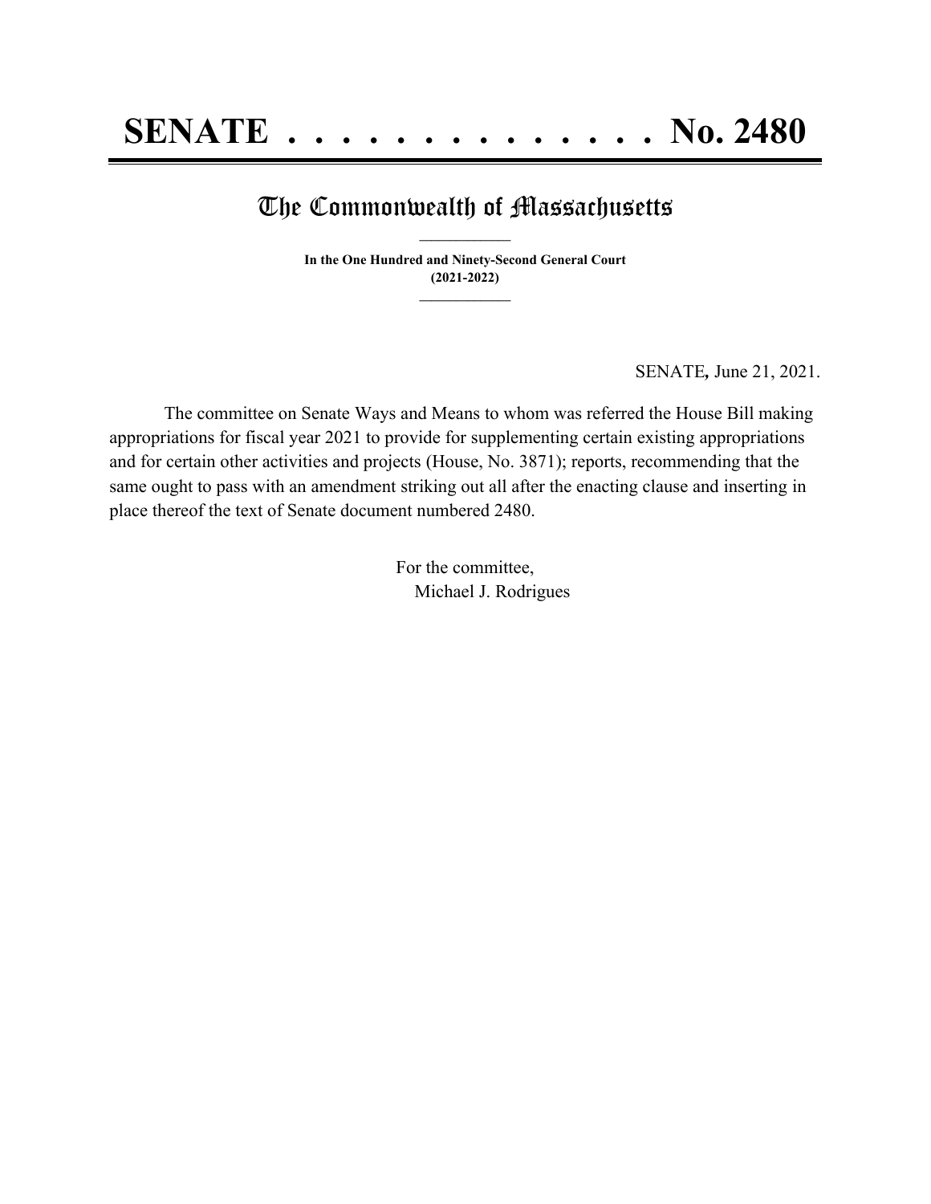# SENATE . . . . . . . . . . . . . . No. 2480

## The Commonwealth of Massachusetts

**In the One Hundred and Ninety-Second General Court**
**(2021-2022)**

SENATE**,** June 21, 2021.

The committee on Senate Ways and Means to whom was referred the House Bill making appropriations for fiscal year 2021 to provide for supplementing certain existing appropriations and for certain other activities and projects (House, No. 3871); reports, recommending that the same ought to pass with an amendment striking out all after the enacting clause and inserting in place thereof the text of Senate document numbered 2480.

For the committee,
Michael J. Rodrigues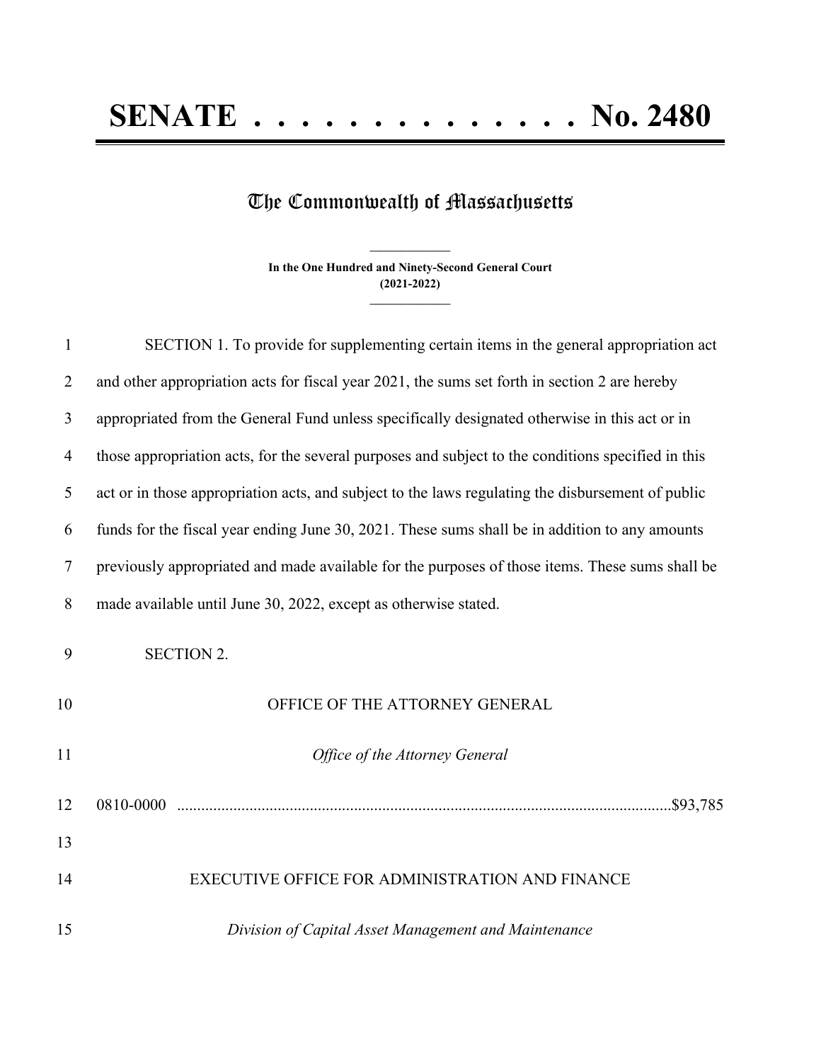# SENATE . . . . . . . . . . . . . . No. 2480

## The Commonwealth of Massachusetts

**In the One Hundred and Ninety-Second General Court**
**(2021-2022)**

SECTION 1. To provide for supplementing certain items in the general appropriation act and other appropriation acts for fiscal year 2021, the sums set forth in section 2 are hereby appropriated from the General Fund unless specifically designated otherwise in this act or in those appropriation acts, for the several purposes and subject to the conditions specified in this act or in those appropriation acts, and subject to the laws regulating the disbursement of public funds for the fiscal year ending June 30, 2021. These sums shall be in addition to any amounts previously appropriated and made available for the purposes of those items. These sums shall be made available until June 30, 2022, except as otherwise stated.

SECTION 2.

OFFICE OF THE ATTORNEY GENERAL

*Office of the Attorney General*

0810-0000 ..........................................................................................................$93,785

EXECUTIVE OFFICE FOR ADMINISTRATION AND FINANCE

*Division of Capital Asset Management and Maintenance*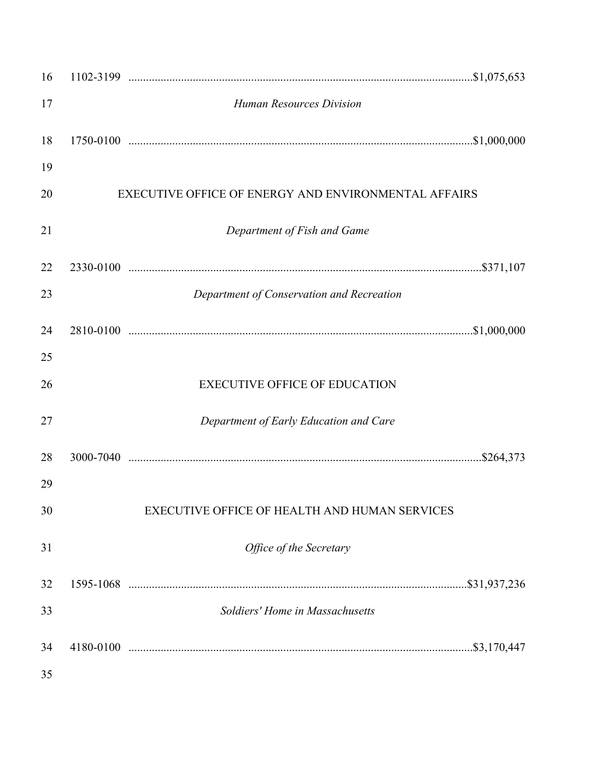1102-3199 ....................................................................................................................$1,075,653

*Human Resources Division*

1750-0100 ....................................................................................................................$1,000,000

EXECUTIVE OFFICE OF ENERGY AND ENVIRONMENTAL AFFAIRS

*Department of Fish and Game*

2330-0100 ....................................................................................................................$371,107

*Department of Conservation and Recreation*

2810-0100 ....................................................................................................................$1,000,000

EXECUTIVE OFFICE OF EDUCATION

*Department of Early Education and Care*

3000-7040 ....................................................................................................................$264,373

EXECUTIVE OFFICE OF HEALTH AND HUMAN SERVICES

*Office of the Secretary*

1595-1068 ....................................................................................................................$31,937,236

*Soldiers' Home in Massachusetts*

4180-0100 ....................................................................................................................$3,170,447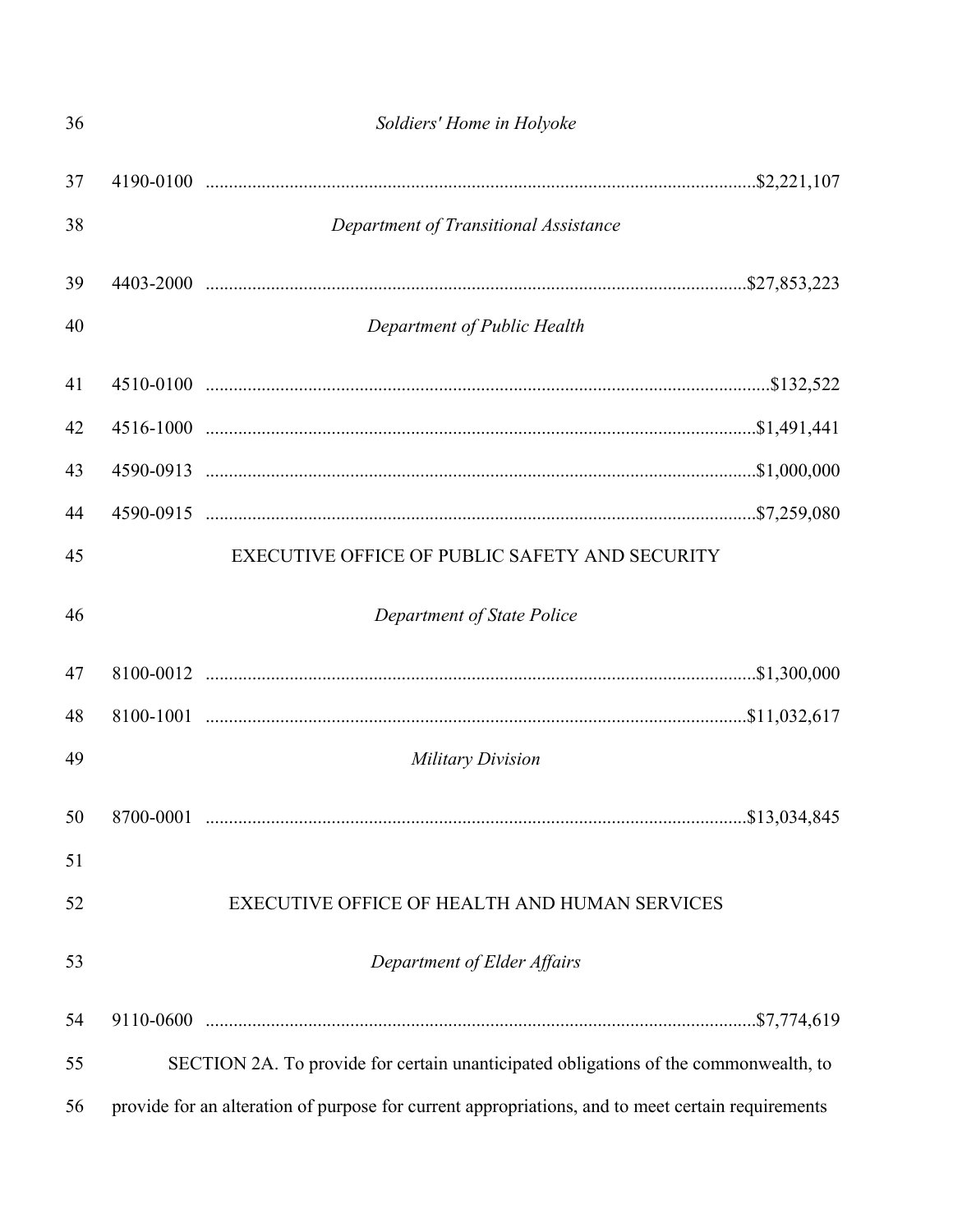*Soldiers' Home in Holyoke*

4190-0100 ....................................................................................................................$2,221,107

*Department of Transitional Assistance*

4403-2000 ..................................................................................................................$27,853,223

*Department of Public Health*

4510-0100 .......................................................................................................................$132,522

4516-1000 ....................................................................................................................$1,491,441

4590-0913 ....................................................................................................................$1,000,000

4590-0915 ....................................................................................................................$7,259,080

EXECUTIVE OFFICE OF PUBLIC SAFETY AND SECURITY

*Department of State Police*

8100-0012 ....................................................................................................................$1,300,000

8100-1001 ..................................................................................................................$11,032,617

*Military Division*

8700-0001 ..................................................................................................................$13,034,845

EXECUTIVE OFFICE OF HEALTH AND HUMAN SERVICES

*Department of Elder Affairs*

9110-0600 ....................................................................................................................$7,774,619

SECTION 2A. To provide for certain unanticipated obligations of the commonwealth, to provide for an alteration of purpose for current appropriations, and to meet certain requirements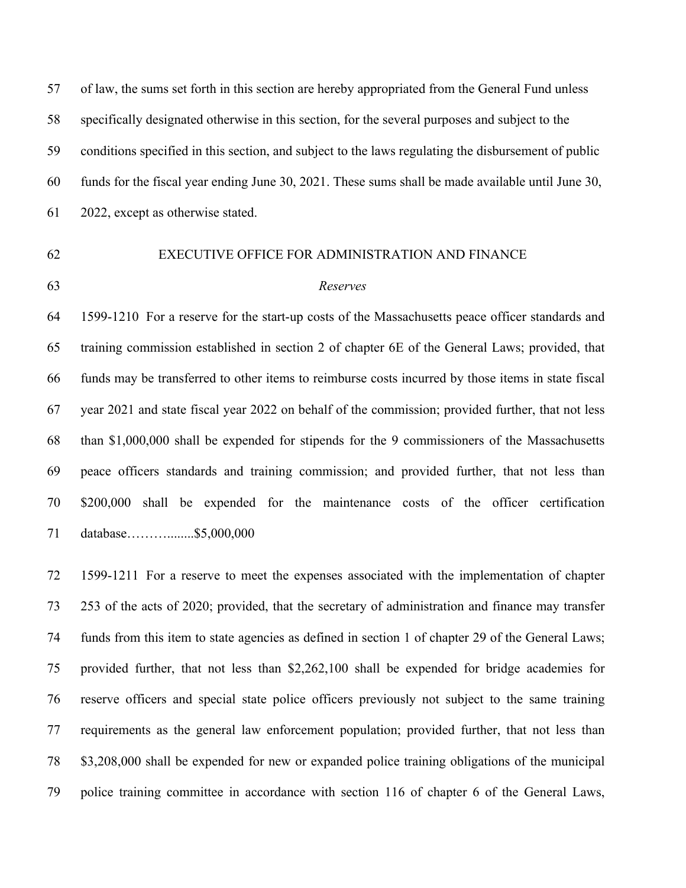of law, the sums set forth in this section are hereby appropriated from the General Fund unless specifically designated otherwise in this section, for the several purposes and subject to the conditions specified in this section, and subject to the laws regulating the disbursement of public funds for the fiscal year ending June 30, 2021. These sums shall be made available until June 30, 2022, except as otherwise stated.

EXECUTIVE OFFICE FOR ADMINISTRATION AND FINANCE

*Reserves*

1599-1210 For a reserve for the start-up costs of the Massachusetts peace officer standards and training commission established in section 2 of chapter 6E of the General Laws; provided, that funds may be transferred to other items to reimburse costs incurred by those items in state fiscal year 2021 and state fiscal year 2022 on behalf of the commission; provided further, that not less than $1,000,000 shall be expended for stipends for the 9 commissioners of the Massachusetts peace officers standards and training commission; and provided further, that not less than $200,000 shall be expended for the maintenance costs of the officer certification database………........$5,000,000

1599-1211 For a reserve to meet the expenses associated with the implementation of chapter 253 of the acts of 2020; provided, that the secretary of administration and finance may transfer funds from this item to state agencies as defined in section 1 of chapter 29 of the General Laws; provided further, that not less than $2,262,100 shall be expended for bridge academies for reserve officers and special state police officers previously not subject to the same training requirements as the general law enforcement population; provided further, that not less than $3,208,000 shall be expended for new or expanded police training obligations of the municipal police training committee in accordance with section 116 of chapter 6 of the General Laws,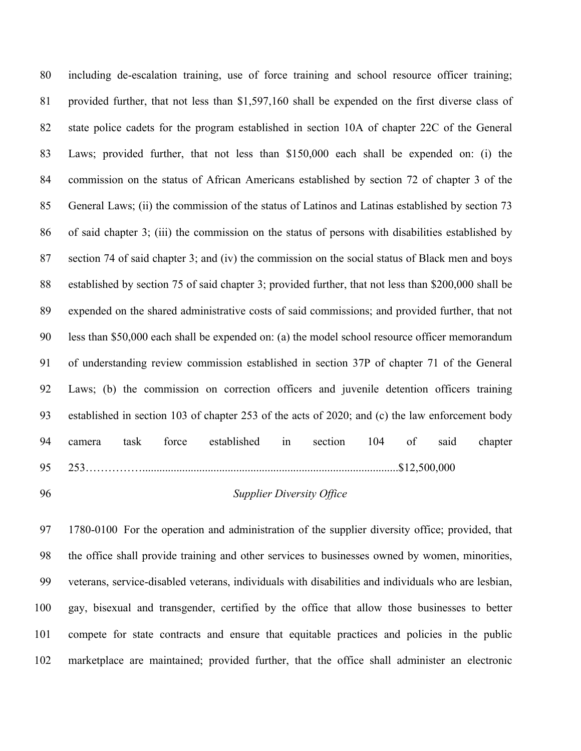including de-escalation training, use of force training and school resource officer training; provided further, that not less than $1,597,160 shall be expended on the first diverse class of state police cadets for the program established in section 10A of chapter 22C of the General Laws; provided further, that not less than $150,000 each shall be expended on: (i) the commission on the status of African Americans established by section 72 of chapter 3 of the General Laws; (ii) the commission of the status of Latinos and Latinas established by section 73 of said chapter 3; (iii) the commission on the status of persons with disabilities established by section 74 of said chapter 3; and (iv) the commission on the social status of Black men and boys established by section 75 of said chapter 3; provided further, that not less than $200,000 shall be expended on the shared administrative costs of said commissions; and provided further, that not less than $50,000 each shall be expended on: (a) the model school resource officer memorandum of understanding review commission established in section 37P of chapter 71 of the General Laws; (b) the commission on correction officers and juvenile detention officers training established in section 103 of chapter 253 of the acts of 2020; and (c) the law enforcement body camera task force established in section 104 of said chapter 253……………..........................................................................................$12,500,000

*Supplier Diversity Office*

1780-0100 For the operation and administration of the supplier diversity office; provided, that the office shall provide training and other services to businesses owned by women, minorities, veterans, service-disabled veterans, individuals with disabilities and individuals who are lesbian, gay, bisexual and transgender, certified by the office that allow those businesses to better compete for state contracts and ensure that equitable practices and policies in the public marketplace are maintained; provided further, that the office shall administer an electronic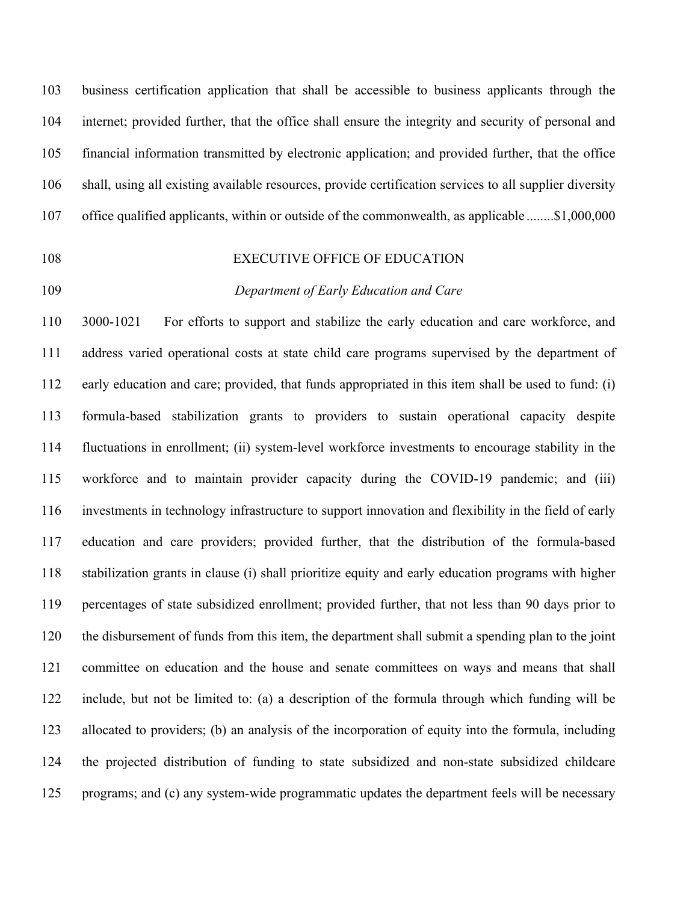business certification application that shall be accessible to business applicants through the internet; provided further, that the office shall ensure the integrity and security of personal and financial information transmitted by electronic application; and provided further, that the office shall, using all existing available resources, provide certification services to all supplier diversity office qualified applicants, within or outside of the commonwealth, as applicable........$1,000,000

EXECUTIVE OFFICE OF EDUCATION

*Department of Early Education and Care*

3000-1021 For efforts to support and stabilize the early education and care workforce, and address varied operational costs at state child care programs supervised by the department of early education and care; provided, that funds appropriated in this item shall be used to fund: (i) formula-based stabilization grants to providers to sustain operational capacity despite fluctuations in enrollment; (ii) system-level workforce investments to encourage stability in the workforce and to maintain provider capacity during the COVID-19 pandemic; and (iii) investments in technology infrastructure to support innovation and flexibility in the field of early education and care providers; provided further, that the distribution of the formula-based stabilization grants in clause (i) shall prioritize equity and early education programs with higher percentages of state subsidized enrollment; provided further, that not less than 90 days prior to the disbursement of funds from this item, the department shall submit a spending plan to the joint committee on education and the house and senate committees on ways and means that shall include, but not be limited to: (a) a description of the formula through which funding will be allocated to providers; (b) an analysis of the incorporation of equity into the formula, including the projected distribution of funding to state subsidized and non-state subsidized childcare programs; and (c) any system-wide programmatic updates the department feels will be necessary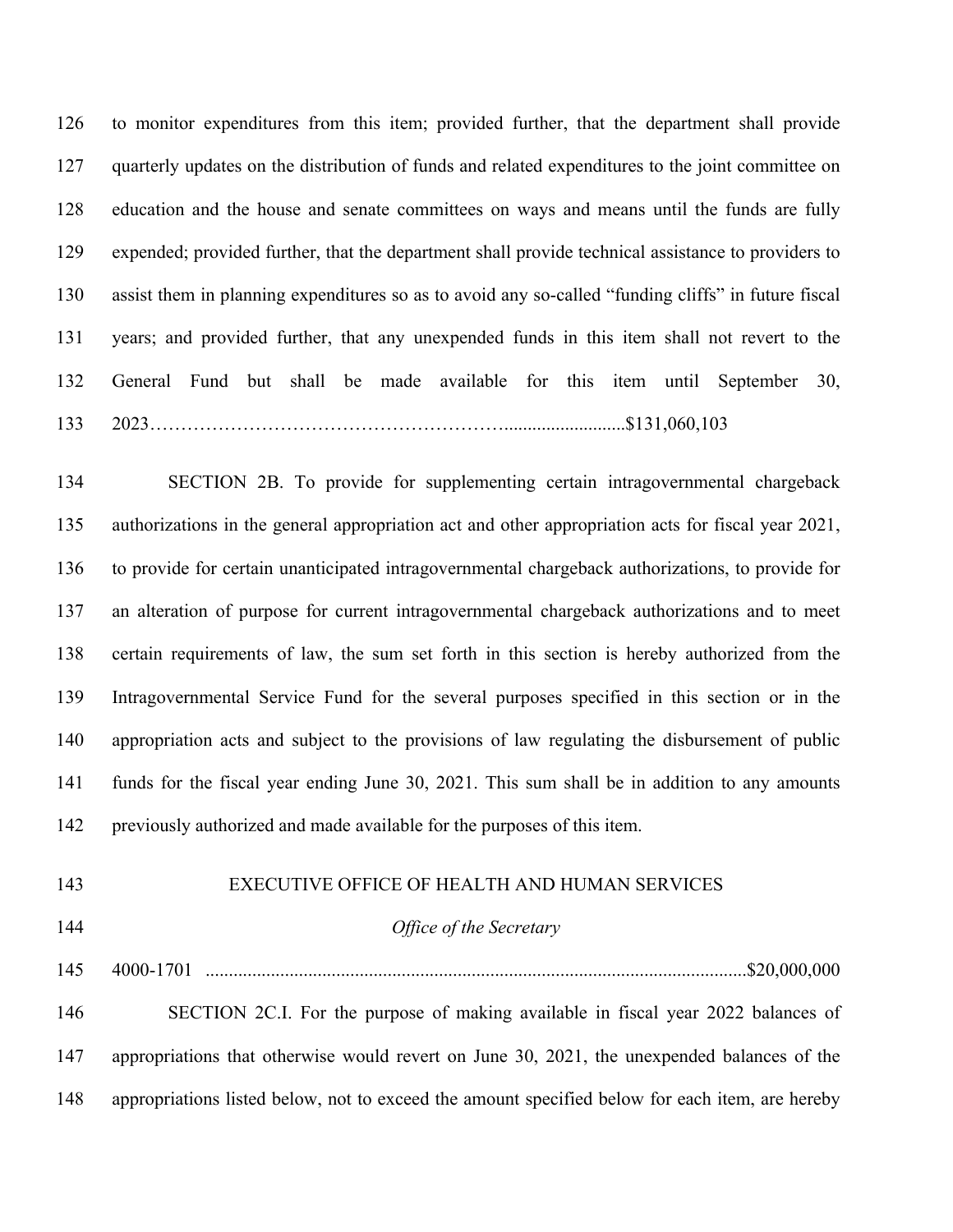to monitor expenditures from this item; provided further, that the department shall provide quarterly updates on the distribution of funds and related expenditures to the joint committee on education and the house and senate committees on ways and means until the funds are fully expended; provided further, that the department shall provide technical assistance to providers to assist them in planning expenditures so as to avoid any so-called "funding cliffs" in future fiscal years; and provided further, that any unexpended funds in this item shall not revert to the General Fund but shall be made available for this item until September 30, 2023………………………………………………..........................$131,060,103

SECTION 2B. To provide for supplementing certain intragovernmental chargeback authorizations in the general appropriation act and other appropriation acts for fiscal year 2021, to provide for certain unanticipated intragovernmental chargeback authorizations, to provide for an alteration of purpose for current intragovernmental chargeback authorizations and to meet certain requirements of law, the sum set forth in this section is hereby authorized from the Intragovernmental Service Fund for the several purposes specified in this section or in the appropriation acts and subject to the provisions of law regulating the disbursement of public funds for the fiscal year ending June 30, 2021. This sum shall be in addition to any amounts previously authorized and made available for the purposes of this item.

EXECUTIVE OFFICE OF HEALTH AND HUMAN SERVICES

*Office of the Secretary*

4000-1701 ....................................................................................................................$20,000,000

SECTION 2C.I. For the purpose of making available in fiscal year 2022 balances of appropriations that otherwise would revert on June 30, 2021, the unexpended balances of the appropriations listed below, not to exceed the amount specified below for each item, are hereby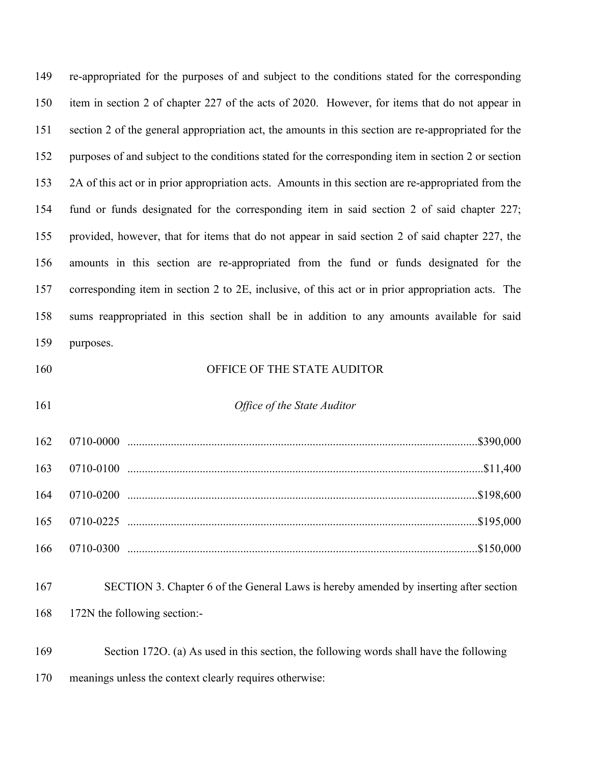re-appropriated for the purposes of and subject to the conditions stated for the corresponding item in section 2 of chapter 227 of the acts of 2020. However, for items that do not appear in section 2 of the general appropriation act, the amounts in this section are re-appropriated for the purposes of and subject to the conditions stated for the corresponding item in section 2 or section 2A of this act or in prior appropriation acts. Amounts in this section are re-appropriated from the fund or funds designated for the corresponding item in said section 2 of said chapter 227; provided, however, that for items that do not appear in said section 2 of said chapter 227, the amounts in this section are re-appropriated from the fund or funds designated for the corresponding item in section 2 to 2E, inclusive, of this act or in prior appropriation acts. The sums reappropriated in this section shall be in addition to any amounts available for said purposes.

OFFICE OF THE STATE AUDITOR

*Office of the State Auditor*

0710-0000 ........................................................ $390,000

0710-0100 ........................................................ $11,400

0710-0200 ........................................................ $198,600

0710-0225 ........................................................ $195,000

0710-0300 ........................................................ $150,000

SECTION 3. Chapter 6 of the General Laws is hereby amended by inserting after section 172N the following section:-

Section 172O. (a) As used in this section, the following words shall have the following meanings unless the context clearly requires otherwise: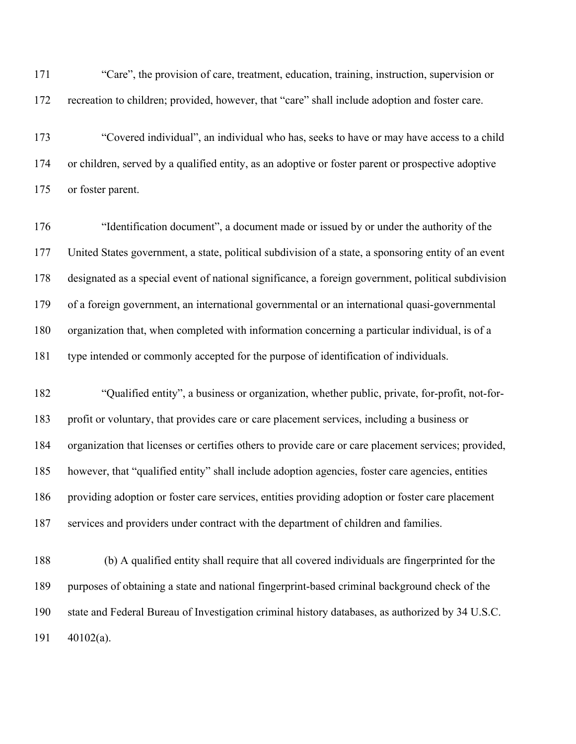"Care", the provision of care, treatment, education, training, instruction, supervision or recreation to children; provided, however, that "care" shall include adoption and foster care.

"Covered individual", an individual who has, seeks to have or may have access to a child or children, served by a qualified entity, as an adoptive or foster parent or prospective adoptive or foster parent.

"Identification document", a document made or issued by or under the authority of the United States government, a state, political subdivision of a state, a sponsoring entity of an event designated as a special event of national significance, a foreign government, political subdivision of a foreign government, an international governmental or an international quasi-governmental organization that, when completed with information concerning a particular individual, is of a type intended or commonly accepted for the purpose of identification of individuals.

"Qualified entity", a business or organization, whether public, private, for-profit, not-for-profit or voluntary, that provides care or care placement services, including a business or organization that licenses or certifies others to provide care or care placement services; provided, however, that "qualified entity" shall include adoption agencies, foster care agencies, entities providing adoption or foster care services, entities providing adoption or foster care placement services and providers under contract with the department of children and families.

(b) A qualified entity shall require that all covered individuals are fingerprinted for the purposes of obtaining a state and national fingerprint-based criminal background check of the state and Federal Bureau of Investigation criminal history databases, as authorized by 34 U.S.C. 40102(a).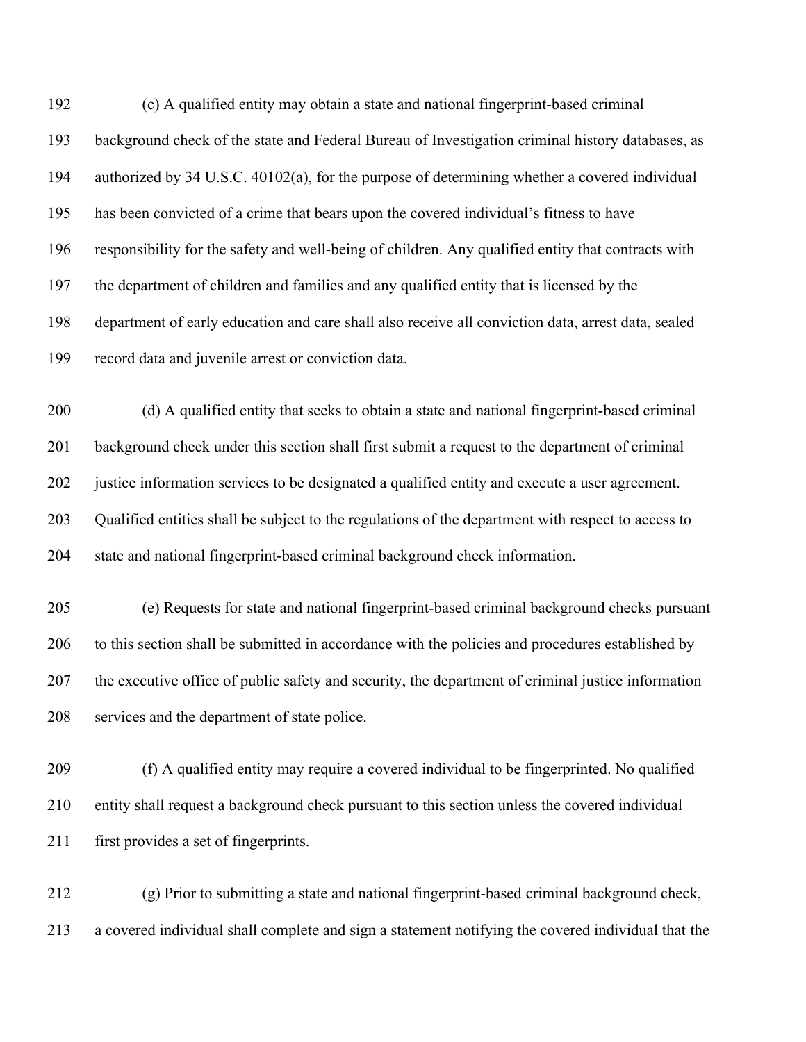(c) A qualified entity may obtain a state and national fingerprint-based criminal background check of the state and Federal Bureau of Investigation criminal history databases, as authorized by 34 U.S.C. 40102(a), for the purpose of determining whether a covered individual has been convicted of a crime that bears upon the covered individual's fitness to have responsibility for the safety and well-being of children. Any qualified entity that contracts with the department of children and families and any qualified entity that is licensed by the department of early education and care shall also receive all conviction data, arrest data, sealed record data and juvenile arrest or conviction data.

(d) A qualified entity that seeks to obtain a state and national fingerprint-based criminal background check under this section shall first submit a request to the department of criminal justice information services to be designated a qualified entity and execute a user agreement. Qualified entities shall be subject to the regulations of the department with respect to access to state and national fingerprint-based criminal background check information.

(e) Requests for state and national fingerprint-based criminal background checks pursuant to this section shall be submitted in accordance with the policies and procedures established by the executive office of public safety and security, the department of criminal justice information services and the department of state police.

(f) A qualified entity may require a covered individual to be fingerprinted. No qualified entity shall request a background check pursuant to this section unless the covered individual first provides a set of fingerprints.

(g) Prior to submitting a state and national fingerprint-based criminal background check, a covered individual shall complete and sign a statement notifying the covered individual that the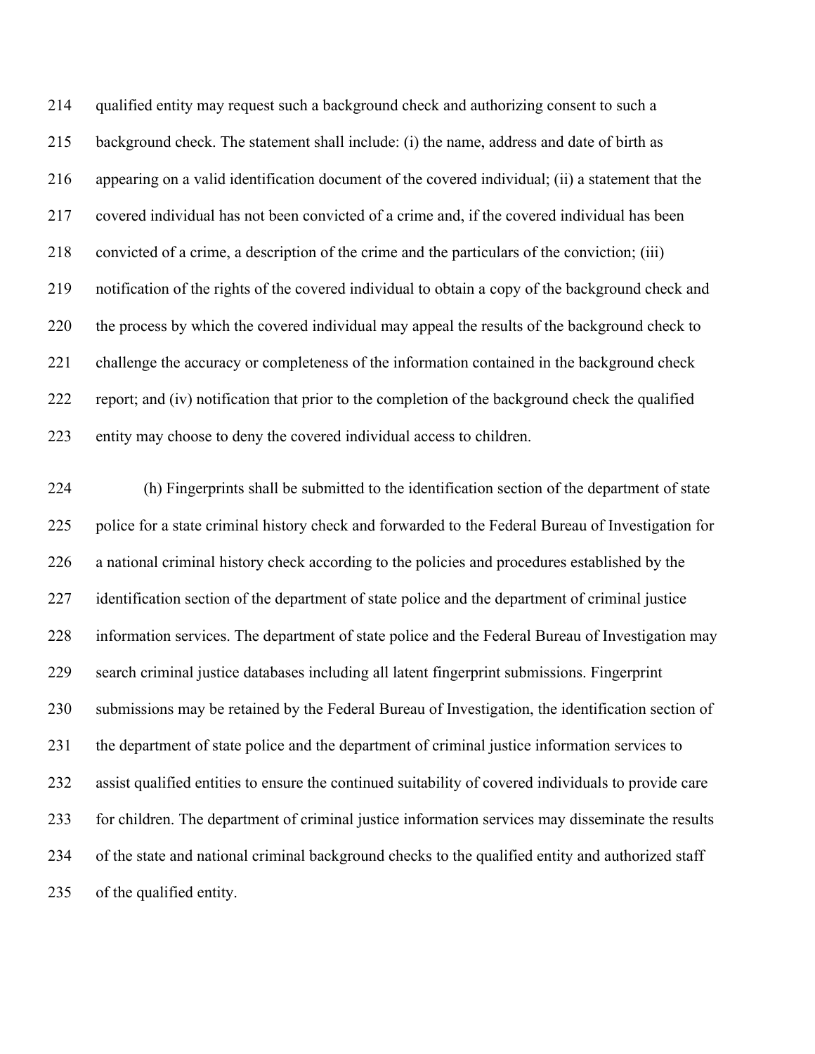qualified entity may request such a background check and authorizing consent to such a background check. The statement shall include: (i) the name, address and date of birth as appearing on a valid identification document of the covered individual; (ii) a statement that the covered individual has not been convicted of a crime and, if the covered individual has been convicted of a crime, a description of the crime and the particulars of the conviction; (iii) notification of the rights of the covered individual to obtain a copy of the background check and the process by which the covered individual may appeal the results of the background check to challenge the accuracy or completeness of the information contained in the background check report; and (iv) notification that prior to the completion of the background check the qualified entity may choose to deny the covered individual access to children.

(h) Fingerprints shall be submitted to the identification section of the department of state police for a state criminal history check and forwarded to the Federal Bureau of Investigation for a national criminal history check according to the policies and procedures established by the identification section of the department of state police and the department of criminal justice information services. The department of state police and the Federal Bureau of Investigation may search criminal justice databases including all latent fingerprint submissions. Fingerprint submissions may be retained by the Federal Bureau of Investigation, the identification section of the department of state police and the department of criminal justice information services to assist qualified entities to ensure the continued suitability of covered individuals to provide care for children. The department of criminal justice information services may disseminate the results of the state and national criminal background checks to the qualified entity and authorized staff of the qualified entity.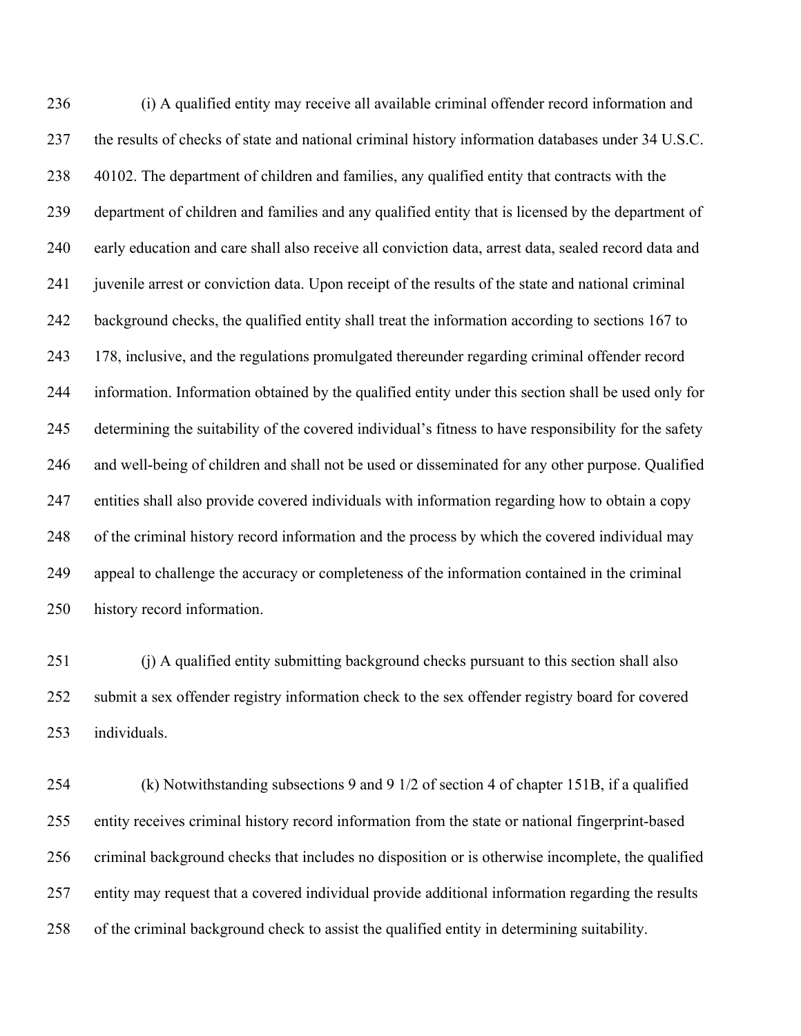(i) A qualified entity may receive all available criminal offender record information and the results of checks of state and national criminal history information databases under 34 U.S.C. 40102. The department of children and families, any qualified entity that contracts with the department of children and families and any qualified entity that is licensed by the department of early education and care shall also receive all conviction data, arrest data, sealed record data and juvenile arrest or conviction data. Upon receipt of the results of the state and national criminal background checks, the qualified entity shall treat the information according to sections 167 to 178, inclusive, and the regulations promulgated thereunder regarding criminal offender record information. Information obtained by the qualified entity under this section shall be used only for determining the suitability of the covered individual's fitness to have responsibility for the safety and well-being of children and shall not be used or disseminated for any other purpose. Qualified entities shall also provide covered individuals with information regarding how to obtain a copy of the criminal history record information and the process by which the covered individual may appeal to challenge the accuracy or completeness of the information contained in the criminal history record information.

(j) A qualified entity submitting background checks pursuant to this section shall also submit a sex offender registry information check to the sex offender registry board for covered individuals.

(k) Notwithstanding subsections 9 and 9 1/2 of section 4 of chapter 151B, if a qualified entity receives criminal history record information from the state or national fingerprint-based criminal background checks that includes no disposition or is otherwise incomplete, the qualified entity may request that a covered individual provide additional information regarding the results of the criminal background check to assist the qualified entity in determining suitability.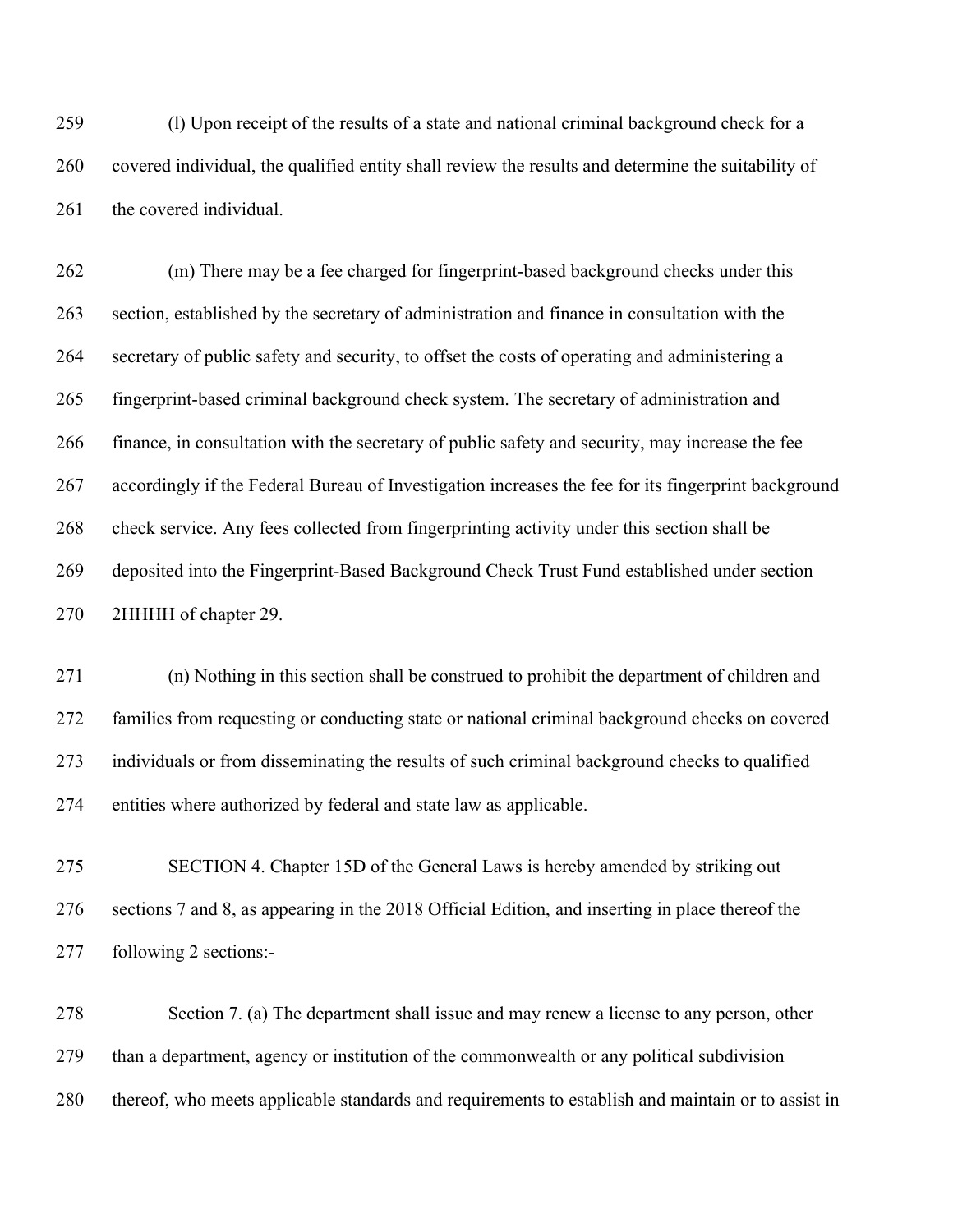(l) Upon receipt of the results of a state and national criminal background check for a covered individual, the qualified entity shall review the results and determine the suitability of the covered individual.

(m) There may be a fee charged for fingerprint-based background checks under this section, established by the secretary of administration and finance in consultation with the secretary of public safety and security, to offset the costs of operating and administering a fingerprint-based criminal background check system. The secretary of administration and finance, in consultation with the secretary of public safety and security, may increase the fee accordingly if the Federal Bureau of Investigation increases the fee for its fingerprint background check service. Any fees collected from fingerprinting activity under this section shall be deposited into the Fingerprint-Based Background Check Trust Fund established under section 2HHHH of chapter 29.

(n) Nothing in this section shall be construed to prohibit the department of children and families from requesting or conducting state or national criminal background checks on covered individuals or from disseminating the results of such criminal background checks to qualified entities where authorized by federal and state law as applicable.

SECTION 4. Chapter 15D of the General Laws is hereby amended by striking out sections 7 and 8, as appearing in the 2018 Official Edition, and inserting in place thereof the following 2 sections:-

Section 7. (a) The department shall issue and may renew a license to any person, other than a department, agency or institution of the commonwealth or any political subdivision thereof, who meets applicable standards and requirements to establish and maintain or to assist in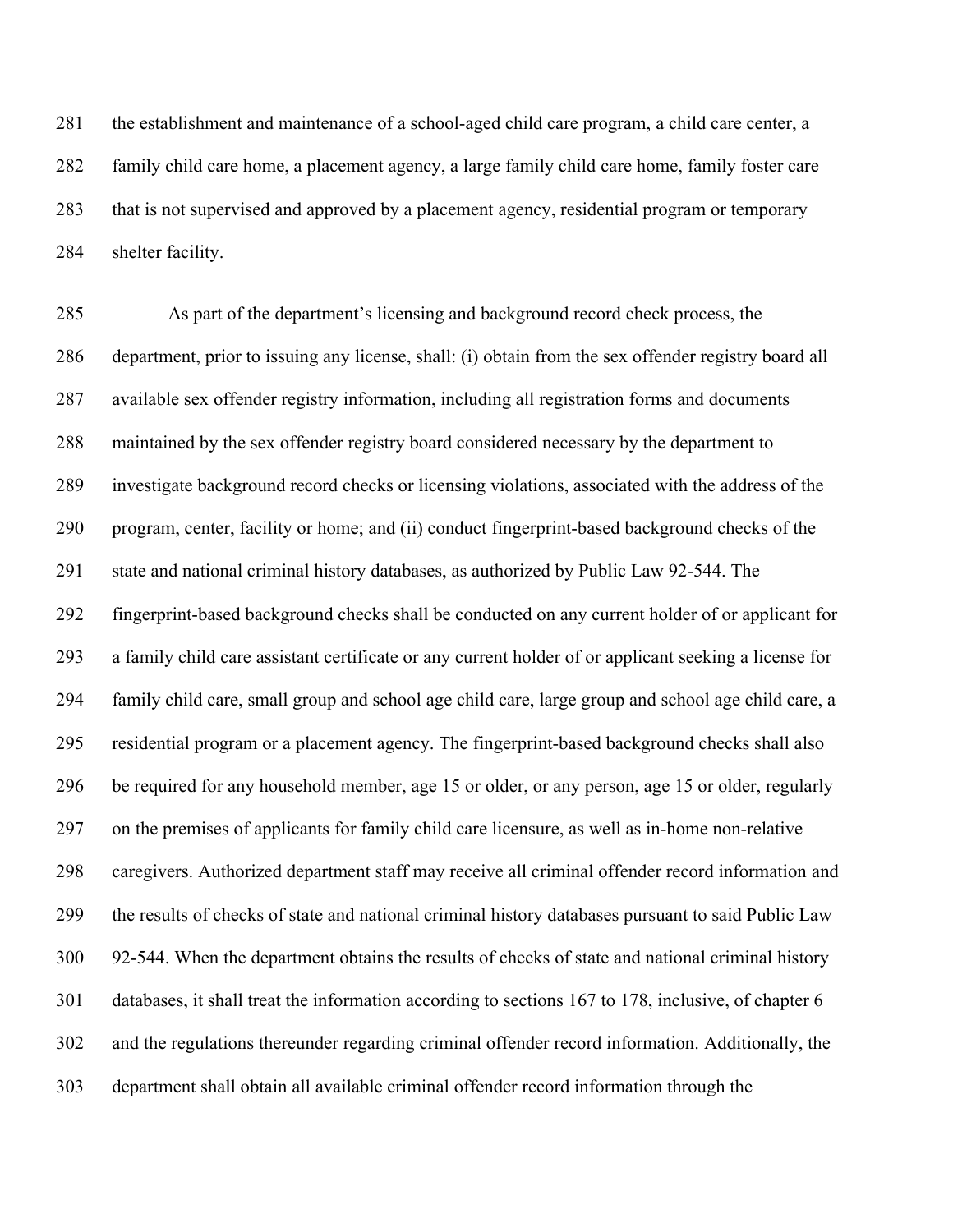the establishment and maintenance of a school-aged child care program, a child care center, a family child care home, a placement agency, a large family child care home, family foster care that is not supervised and approved by a placement agency, residential program or temporary shelter facility.

As part of the department's licensing and background record check process, the department, prior to issuing any license, shall: (i) obtain from the sex offender registry board all available sex offender registry information, including all registration forms and documents maintained by the sex offender registry board considered necessary by the department to investigate background record checks or licensing violations, associated with the address of the program, center, facility or home; and (ii) conduct fingerprint-based background checks of the state and national criminal history databases, as authorized by Public Law 92-544. The fingerprint-based background checks shall be conducted on any current holder of or applicant for a family child care assistant certificate or any current holder of or applicant seeking a license for family child care, small group and school age child care, large group and school age child care, a residential program or a placement agency. The fingerprint-based background checks shall also be required for any household member, age 15 or older, or any person, age 15 or older, regularly on the premises of applicants for family child care licensure, as well as in-home non-relative caregivers. Authorized department staff may receive all criminal offender record information and the results of checks of state and national criminal history databases pursuant to said Public Law 92-544. When the department obtains the results of checks of state and national criminal history databases, it shall treat the information according to sections 167 to 178, inclusive, of chapter 6 and the regulations thereunder regarding criminal offender record information. Additionally, the department shall obtain all available criminal offender record information through the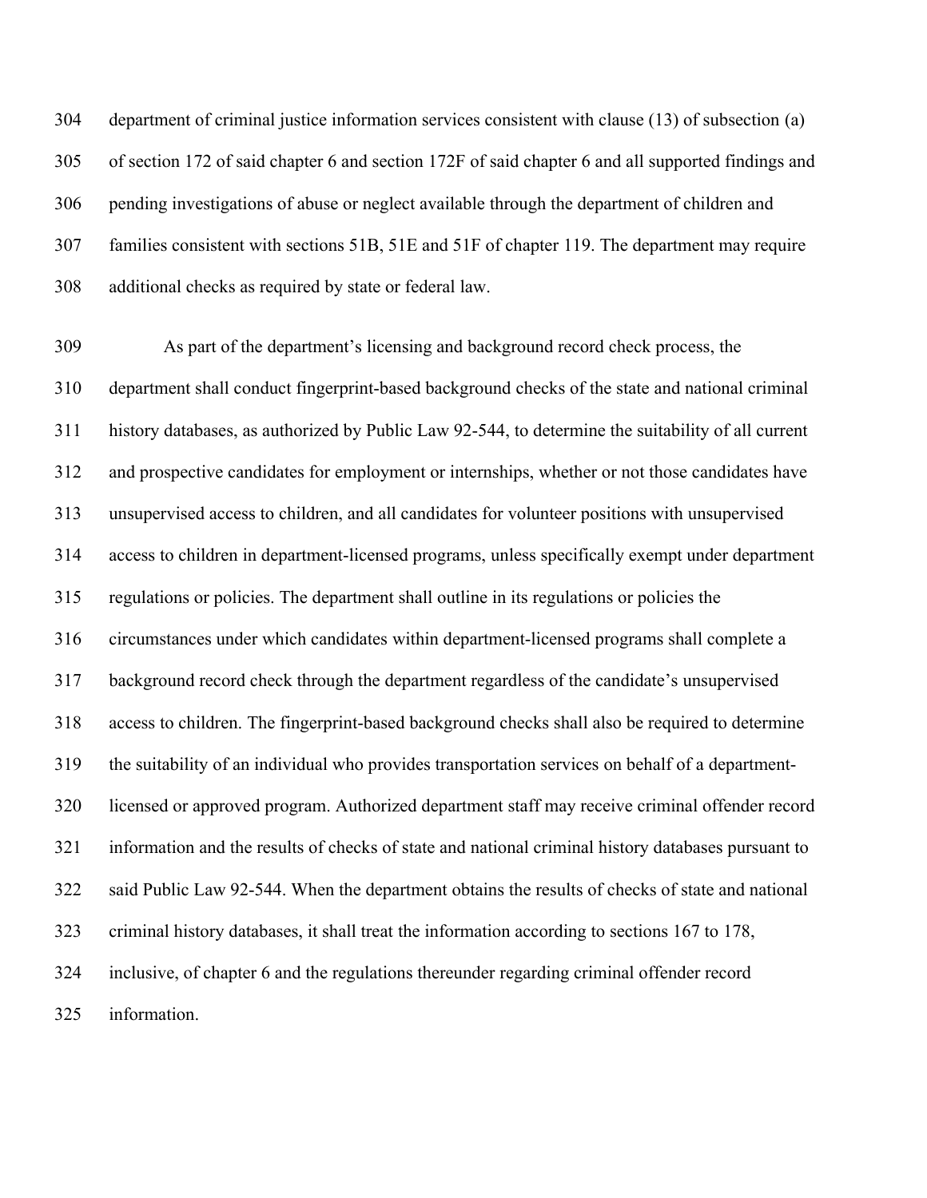department of criminal justice information services consistent with clause (13) of subsection (a) of section 172 of said chapter 6 and section 172F of said chapter 6 and all supported findings and pending investigations of abuse or neglect available through the department of children and families consistent with sections 51B, 51E and 51F of chapter 119. The department may require additional checks as required by state or federal law.

As part of the department's licensing and background record check process, the department shall conduct fingerprint-based background checks of the state and national criminal history databases, as authorized by Public Law 92-544, to determine the suitability of all current and prospective candidates for employment or internships, whether or not those candidates have unsupervised access to children, and all candidates for volunteer positions with unsupervised access to children in department-licensed programs, unless specifically exempt under department regulations or policies. The department shall outline in its regulations or policies the circumstances under which candidates within department-licensed programs shall complete a background record check through the department regardless of the candidate's unsupervised access to children. The fingerprint-based background checks shall also be required to determine the suitability of an individual who provides transportation services on behalf of a department-licensed or approved program. Authorized department staff may receive criminal offender record information and the results of checks of state and national criminal history databases pursuant to said Public Law 92-544. When the department obtains the results of checks of state and national criminal history databases, it shall treat the information according to sections 167 to 178, inclusive, of chapter 6 and the regulations thereunder regarding criminal offender record information.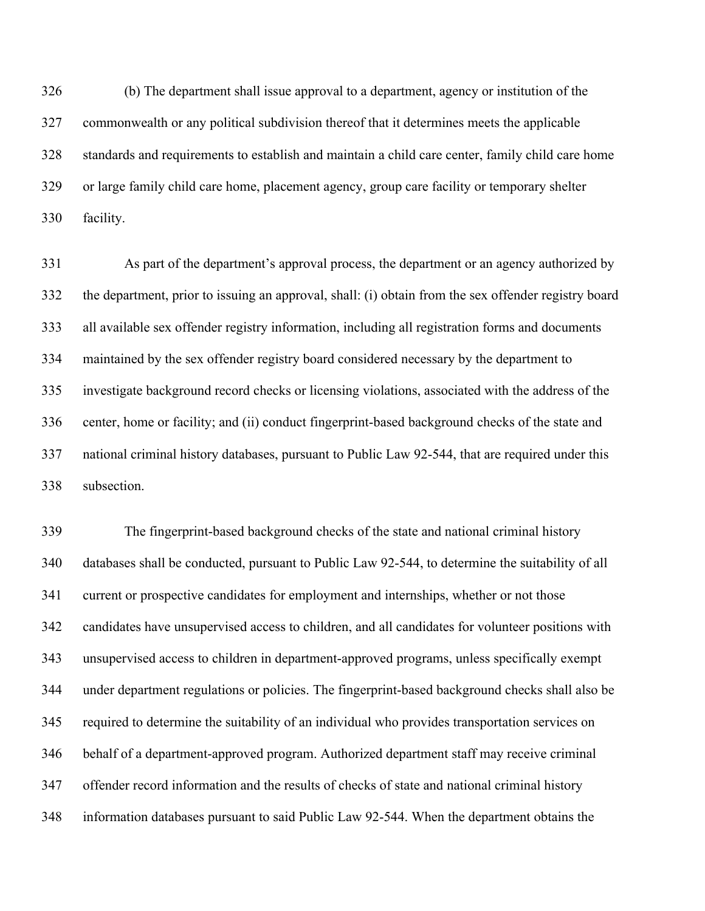(b) The department shall issue approval to a department, agency or institution of the commonwealth or any political subdivision thereof that it determines meets the applicable standards and requirements to establish and maintain a child care center, family child care home or large family child care home, placement agency, group care facility or temporary shelter facility.

As part of the department's approval process, the department or an agency authorized by the department, prior to issuing an approval, shall: (i) obtain from the sex offender registry board all available sex offender registry information, including all registration forms and documents maintained by the sex offender registry board considered necessary by the department to investigate background record checks or licensing violations, associated with the address of the center, home or facility; and (ii) conduct fingerprint-based background checks of the state and national criminal history databases, pursuant to Public Law 92-544, that are required under this subsection.

The fingerprint-based background checks of the state and national criminal history databases shall be conducted, pursuant to Public Law 92-544, to determine the suitability of all current or prospective candidates for employment and internships, whether or not those candidates have unsupervised access to children, and all candidates for volunteer positions with unsupervised access to children in department-approved programs, unless specifically exempt under department regulations or policies. The fingerprint-based background checks shall also be required to determine the suitability of an individual who provides transportation services on behalf of a department-approved program. Authorized department staff may receive criminal offender record information and the results of checks of state and national criminal history information databases pursuant to said Public Law 92-544. When the department obtains the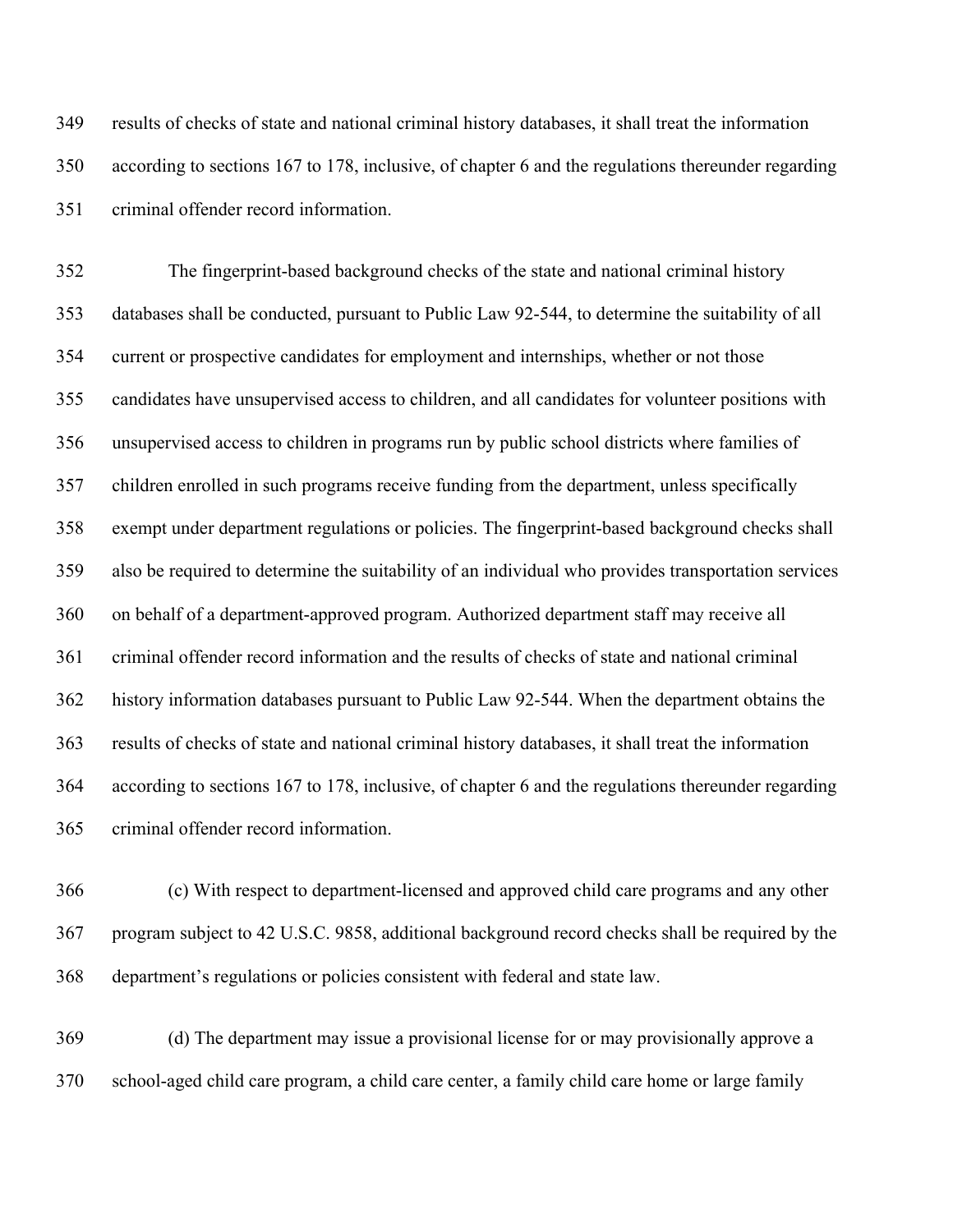results of checks of state and national criminal history databases, it shall treat the information according to sections 167 to 178, inclusive, of chapter 6 and the regulations thereunder regarding criminal offender record information.

The fingerprint-based background checks of the state and national criminal history databases shall be conducted, pursuant to Public Law 92-544, to determine the suitability of all current or prospective candidates for employment and internships, whether or not those candidates have unsupervised access to children, and all candidates for volunteer positions with unsupervised access to children in programs run by public school districts where families of children enrolled in such programs receive funding from the department, unless specifically exempt under department regulations or policies. The fingerprint-based background checks shall also be required to determine the suitability of an individual who provides transportation services on behalf of a department-approved program. Authorized department staff may receive all criminal offender record information and the results of checks of state and national criminal history information databases pursuant to Public Law 92-544. When the department obtains the results of checks of state and national criminal history databases, it shall treat the information according to sections 167 to 178, inclusive, of chapter 6 and the regulations thereunder regarding criminal offender record information.

(c) With respect to department-licensed and approved child care programs and any other program subject to 42 U.S.C. 9858, additional background record checks shall be required by the department's regulations or policies consistent with federal and state law.

(d) The department may issue a provisional license for or may provisionally approve a school-aged child care program, a child care center, a family child care home or large family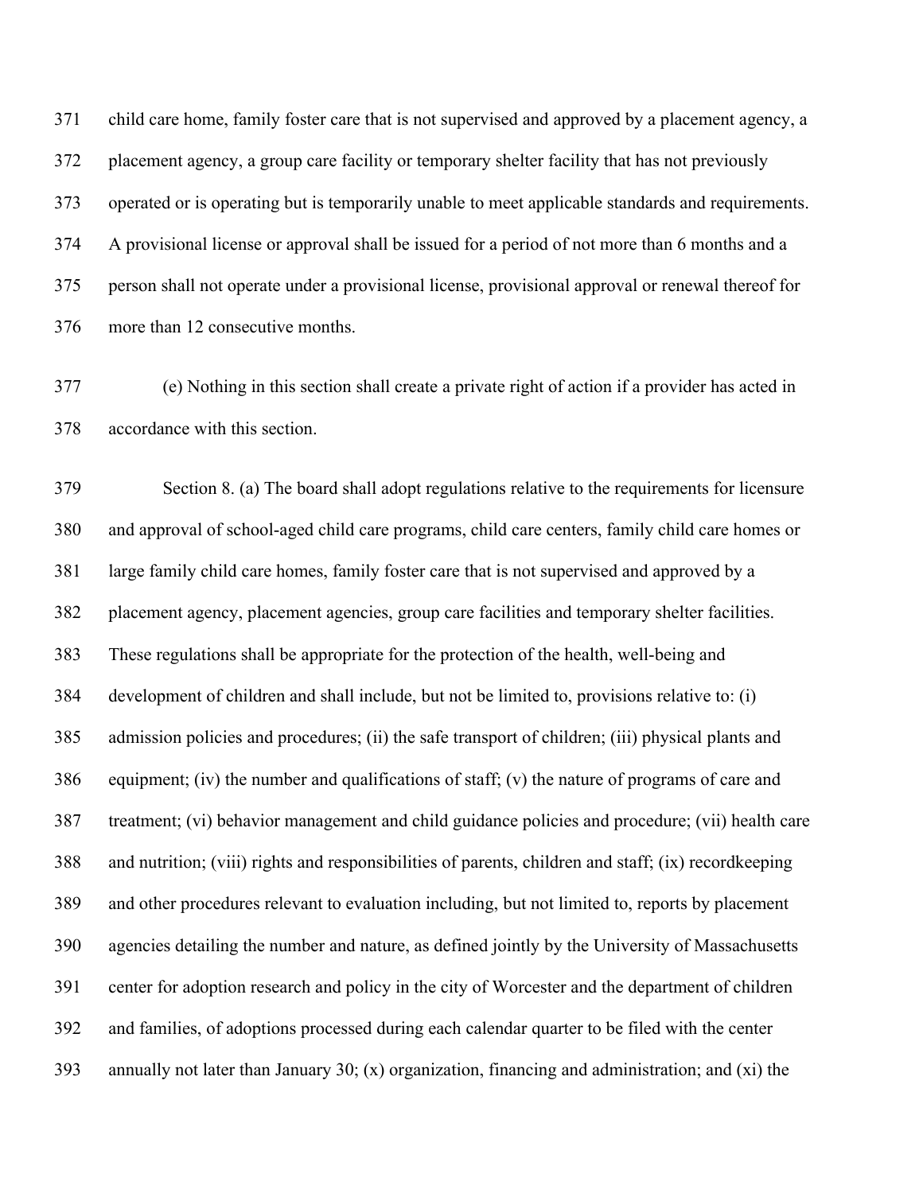371 child care home, family foster care that is not supervised and approved by a placement agency, a

372 placement agency, a group care facility or temporary shelter facility that has not previously

373 operated or is operating but is temporarily unable to meet applicable standards and requirements.

374 A provisional license or approval shall be issued for a period of not more than 6 months and a

375 person shall not operate under a provisional license, provisional approval or renewal thereof for

376 more than 12 consecutive months.

377 (e) Nothing in this section shall create a private right of action if a provider has acted in

378 accordance with this section.

379 Section 8. (a) The board shall adopt regulations relative to the requirements for licensure

380 and approval of school-aged child care programs, child care centers, family child care homes or

381 large family child care homes, family foster care that is not supervised and approved by a

382 placement agency, placement agencies, group care facilities and temporary shelter facilities.

383 These regulations shall be appropriate for the protection of the health, well-being and

384 development of children and shall include, but not be limited to, provisions relative to: (i)

385 admission policies and procedures; (ii) the safe transport of children; (iii) physical plants and

386 equipment; (iv) the number and qualifications of staff; (v) the nature of programs of care and

387 treatment; (vi) behavior management and child guidance policies and procedure; (vii) health care

388 and nutrition; (viii) rights and responsibilities of parents, children and staff; (ix) recordkeeping

389 and other procedures relevant to evaluation including, but not limited to, reports by placement

390 agencies detailing the number and nature, as defined jointly by the University of Massachusetts

391 center for adoption research and policy in the city of Worcester and the department of children

392 and families, of adoptions processed during each calendar quarter to be filed with the center

393 annually not later than January 30; (x) organization, financing and administration; and (xi) the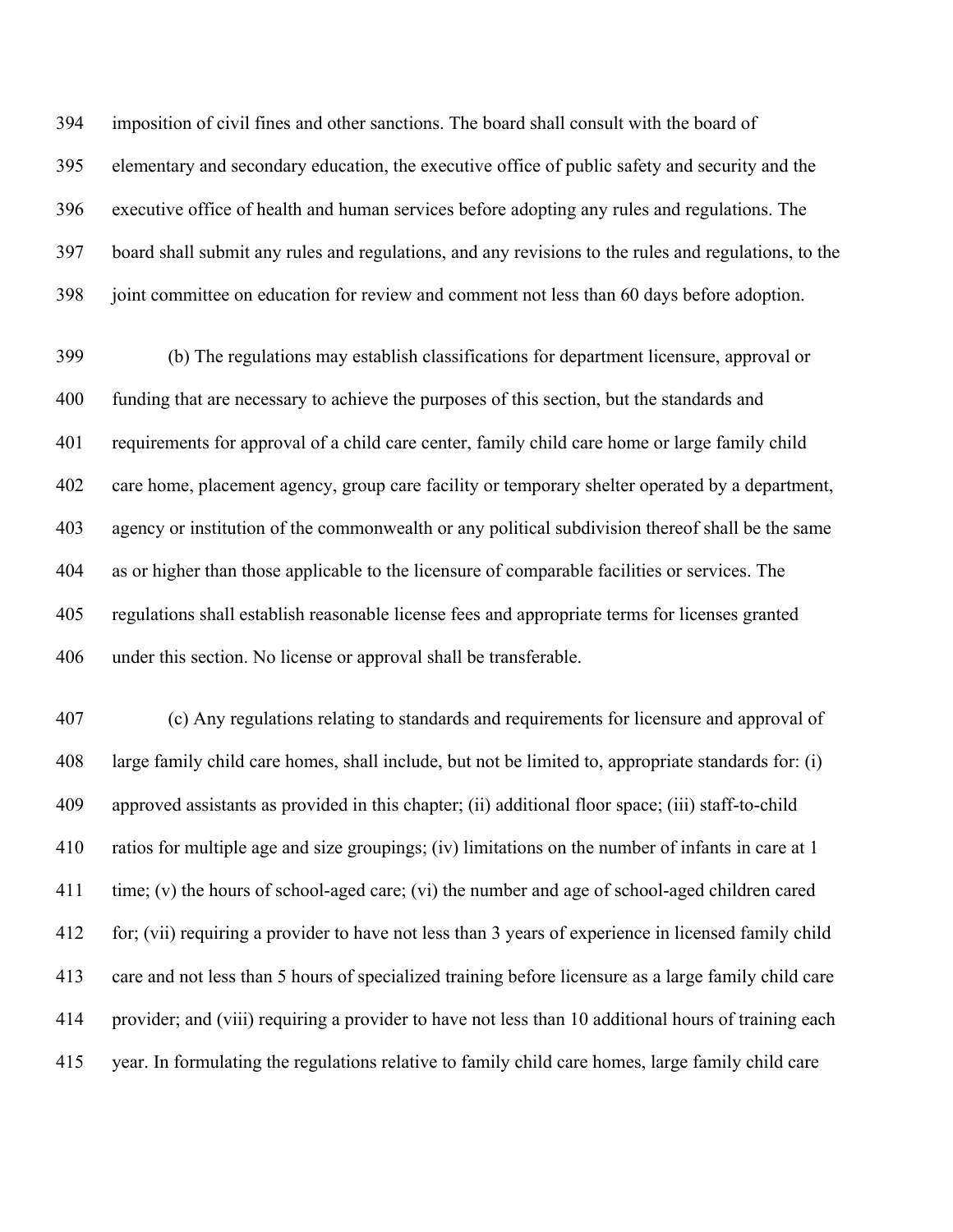imposition of civil fines and other sanctions. The board shall consult with the board of elementary and secondary education, the executive office of public safety and security and the executive office of health and human services before adopting any rules and regulations. The board shall submit any rules and regulations, and any revisions to the rules and regulations, to the joint committee on education for review and comment not less than 60 days before adoption.

(b) The regulations may establish classifications for department licensure, approval or funding that are necessary to achieve the purposes of this section, but the standards and requirements for approval of a child care center, family child care home or large family child care home, placement agency, group care facility or temporary shelter operated by a department, agency or institution of the commonwealth or any political subdivision thereof shall be the same as or higher than those applicable to the licensure of comparable facilities or services. The regulations shall establish reasonable license fees and appropriate terms for licenses granted under this section. No license or approval shall be transferable.

(c) Any regulations relating to standards and requirements for licensure and approval of large family child care homes, shall include, but not be limited to, appropriate standards for: (i) approved assistants as provided in this chapter; (ii) additional floor space; (iii) staff-to-child ratios for multiple age and size groupings; (iv) limitations on the number of infants in care at 1 time; (v) the hours of school-aged care; (vi) the number and age of school-aged children cared for; (vii) requiring a provider to have not less than 3 years of experience in licensed family child care and not less than 5 hours of specialized training before licensure as a large family child care provider; and (viii) requiring a provider to have not less than 10 additional hours of training each year. In formulating the regulations relative to family child care homes, large family child care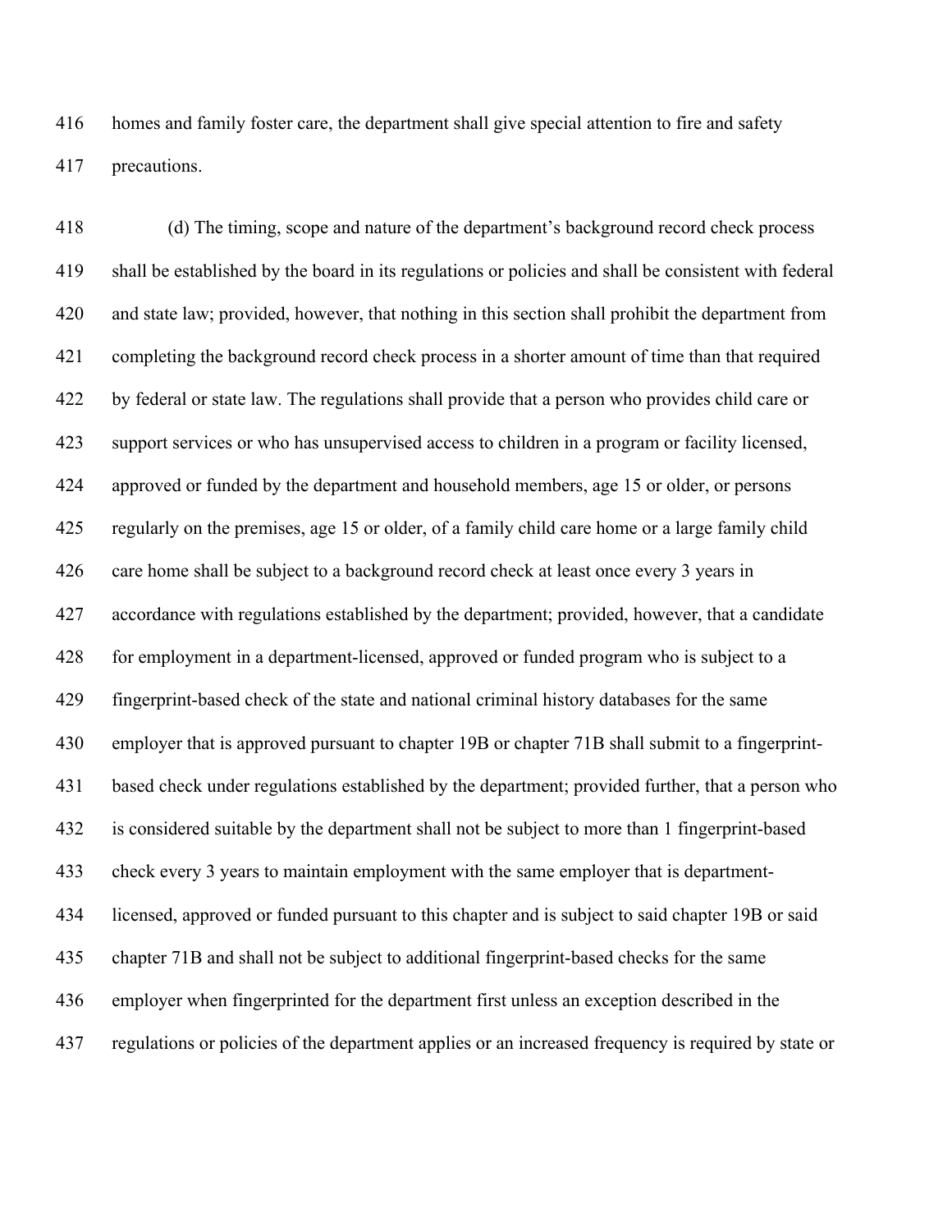homes and family foster care, the department shall give special attention to fire and safety precautions.

(d) The timing, scope and nature of the department's background record check process shall be established by the board in its regulations or policies and shall be consistent with federal and state law; provided, however, that nothing in this section shall prohibit the department from completing the background record check process in a shorter amount of time than that required by federal or state law. The regulations shall provide that a person who provides child care or support services or who has unsupervised access to children in a program or facility licensed, approved or funded by the department and household members, age 15 or older, or persons regularly on the premises, age 15 or older, of a family child care home or a large family child care home shall be subject to a background record check at least once every 3 years in accordance with regulations established by the department; provided, however, that a candidate for employment in a department-licensed, approved or funded program who is subject to a fingerprint-based check of the state and national criminal history databases for the same employer that is approved pursuant to chapter 19B or chapter 71B shall submit to a fingerprint-based check under regulations established by the department; provided further, that a person who is considered suitable by the department shall not be subject to more than 1 fingerprint-based check every 3 years to maintain employment with the same employer that is department-licensed, approved or funded pursuant to this chapter and is subject to said chapter 19B or said chapter 71B and shall not be subject to additional fingerprint-based checks for the same employer when fingerprinted for the department first unless an exception described in the regulations or policies of the department applies or an increased frequency is required by state or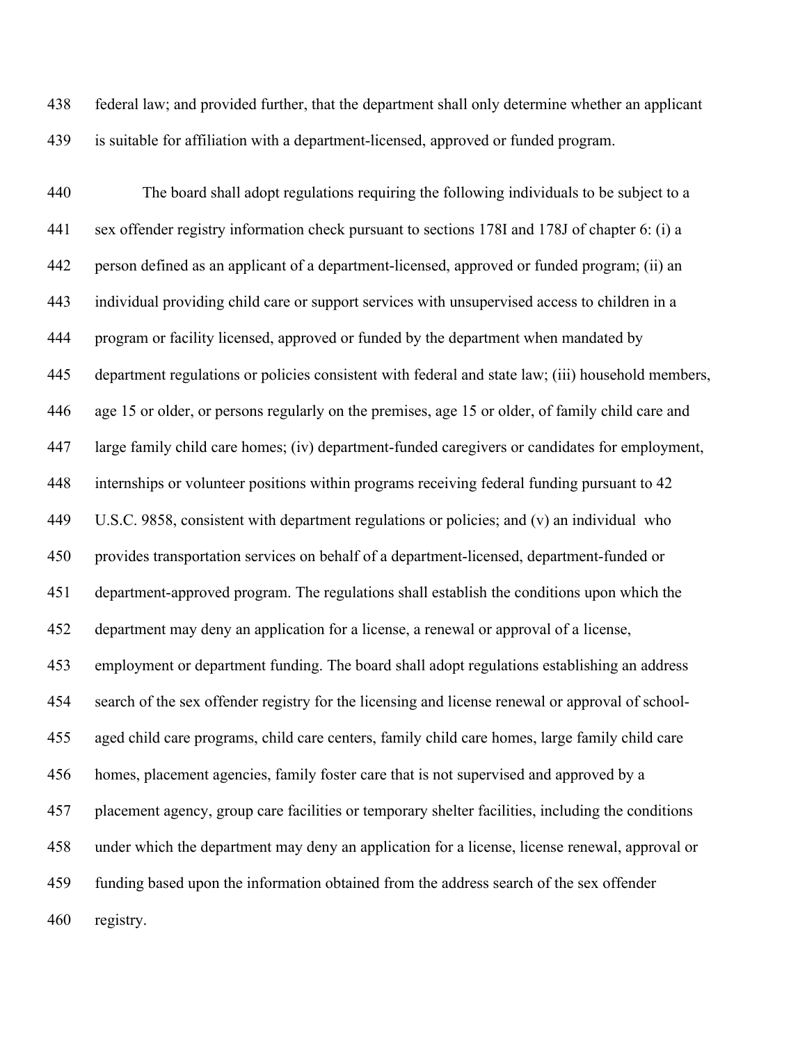federal law; and provided further, that the department shall only determine whether an applicant is suitable for affiliation with a department-licensed, approved or funded program.

The board shall adopt regulations requiring the following individuals to be subject to a sex offender registry information check pursuant to sections 178I and 178J of chapter 6: (i) a person defined as an applicant of a department-licensed, approved or funded program; (ii) an individual providing child care or support services with unsupervised access to children in a program or facility licensed, approved or funded by the department when mandated by department regulations or policies consistent with federal and state law; (iii) household members, age 15 or older, or persons regularly on the premises, age 15 or older, of family child care and large family child care homes; (iv) department-funded caregivers or candidates for employment, internships or volunteer positions within programs receiving federal funding pursuant to 42 U.S.C. 9858, consistent with department regulations or policies; and (v) an individual who provides transportation services on behalf of a department-licensed, department-funded or department-approved program. The regulations shall establish the conditions upon which the department may deny an application for a license, a renewal or approval of a license, employment or department funding. The board shall adopt regulations establishing an address search of the sex offender registry for the licensing and license renewal or approval of school-aged child care programs, child care centers, family child care homes, large family child care homes, placement agencies, family foster care that is not supervised and approved by a placement agency, group care facilities or temporary shelter facilities, including the conditions under which the department may deny an application for a license, license renewal, approval or funding based upon the information obtained from the address search of the sex offender registry.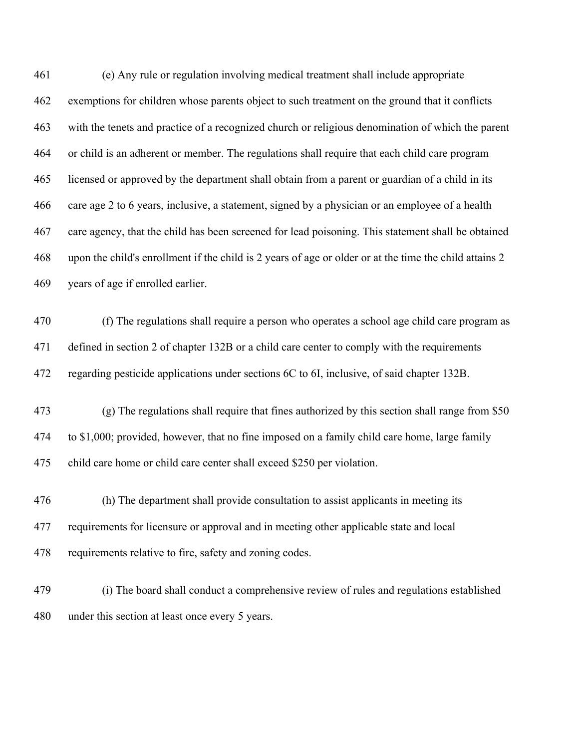(e) Any rule or regulation involving medical treatment shall include appropriate exemptions for children whose parents object to such treatment on the ground that it conflicts with the tenets and practice of a recognized church or religious denomination of which the parent or child is an adherent or member. The regulations shall require that each child care program licensed or approved by the department shall obtain from a parent or guardian of a child in its care age 2 to 6 years, inclusive, a statement, signed by a physician or an employee of a health care agency, that the child has been screened for lead poisoning. This statement shall be obtained upon the child's enrollment if the child is 2 years of age or older or at the time the child attains 2 years of age if enrolled earlier.

(f) The regulations shall require a person who operates a school age child care program as defined in section 2 of chapter 132B or a child care center to comply with the requirements regarding pesticide applications under sections 6C to 6I, inclusive, of said chapter 132B.

(g) The regulations shall require that fines authorized by this section shall range from $50 to $1,000; provided, however, that no fine imposed on a family child care home, large family child care home or child care center shall exceed $250 per violation.

(h) The department shall provide consultation to assist applicants in meeting its requirements for licensure or approval and in meeting other applicable state and local requirements relative to fire, safety and zoning codes.

(i) The board shall conduct a comprehensive review of rules and regulations established under this section at least once every 5 years.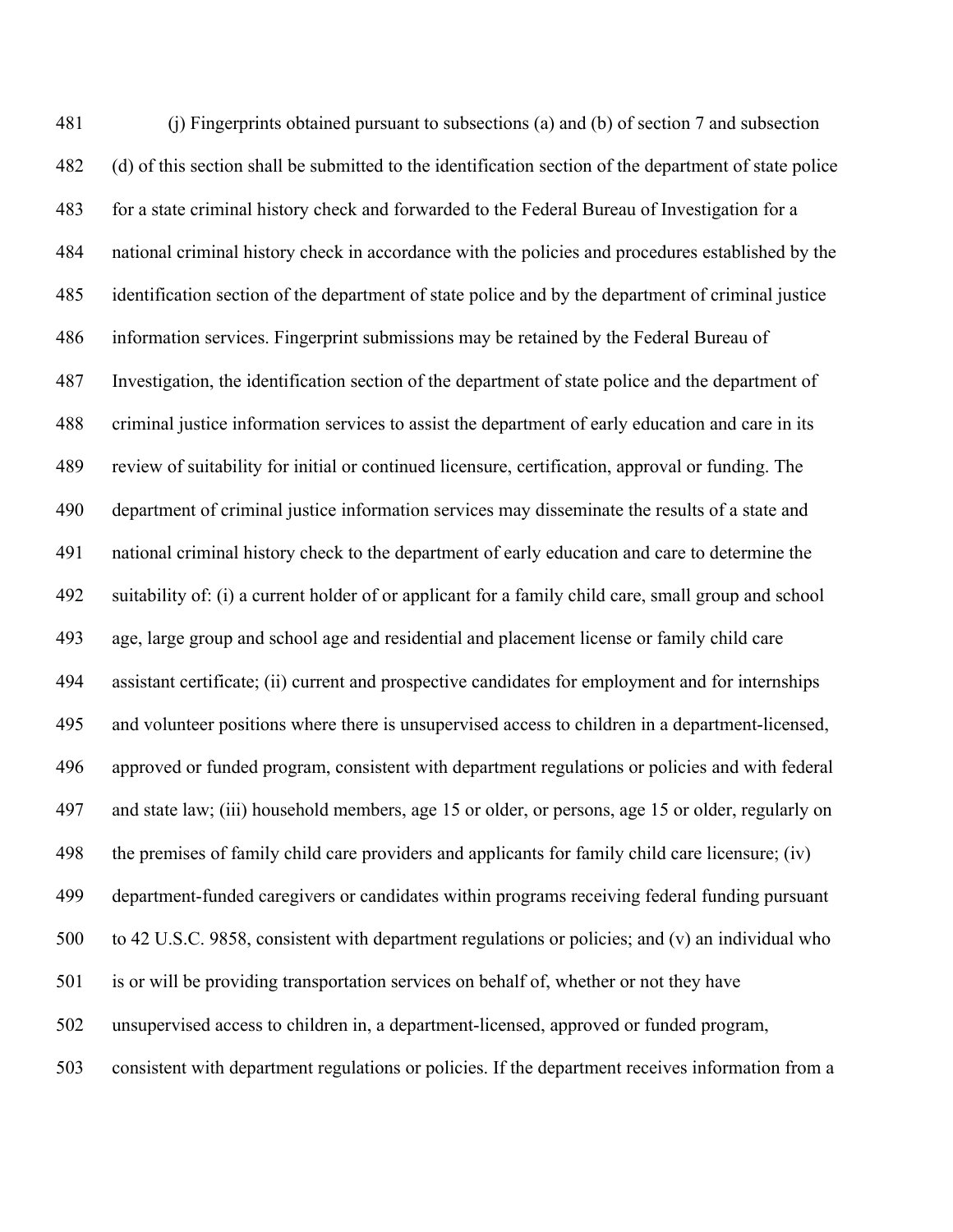(j) Fingerprints obtained pursuant to subsections (a) and (b) of section 7 and subsection (d) of this section shall be submitted to the identification section of the department of state police for a state criminal history check and forwarded to the Federal Bureau of Investigation for a national criminal history check in accordance with the policies and procedures established by the identification section of the department of state police and by the department of criminal justice information services. Fingerprint submissions may be retained by the Federal Bureau of Investigation, the identification section of the department of state police and the department of criminal justice information services to assist the department of early education and care in its review of suitability for initial or continued licensure, certification, approval or funding. The department of criminal justice information services may disseminate the results of a state and national criminal history check to the department of early education and care to determine the suitability of: (i) a current holder of or applicant for a family child care, small group and school age, large group and school age and residential and placement license or family child care assistant certificate; (ii) current and prospective candidates for employment and for internships and volunteer positions where there is unsupervised access to children in a department-licensed, approved or funded program, consistent with department regulations or policies and with federal and state law; (iii) household members, age 15 or older, or persons, age 15 or older, regularly on the premises of family child care providers and applicants for family child care licensure; (iv) department-funded caregivers or candidates within programs receiving federal funding pursuant to 42 U.S.C. 9858, consistent with department regulations or policies; and (v) an individual who is or will be providing transportation services on behalf of, whether or not they have unsupervised access to children in, a department-licensed, approved or funded program, consistent with department regulations or policies. If the department receives information from a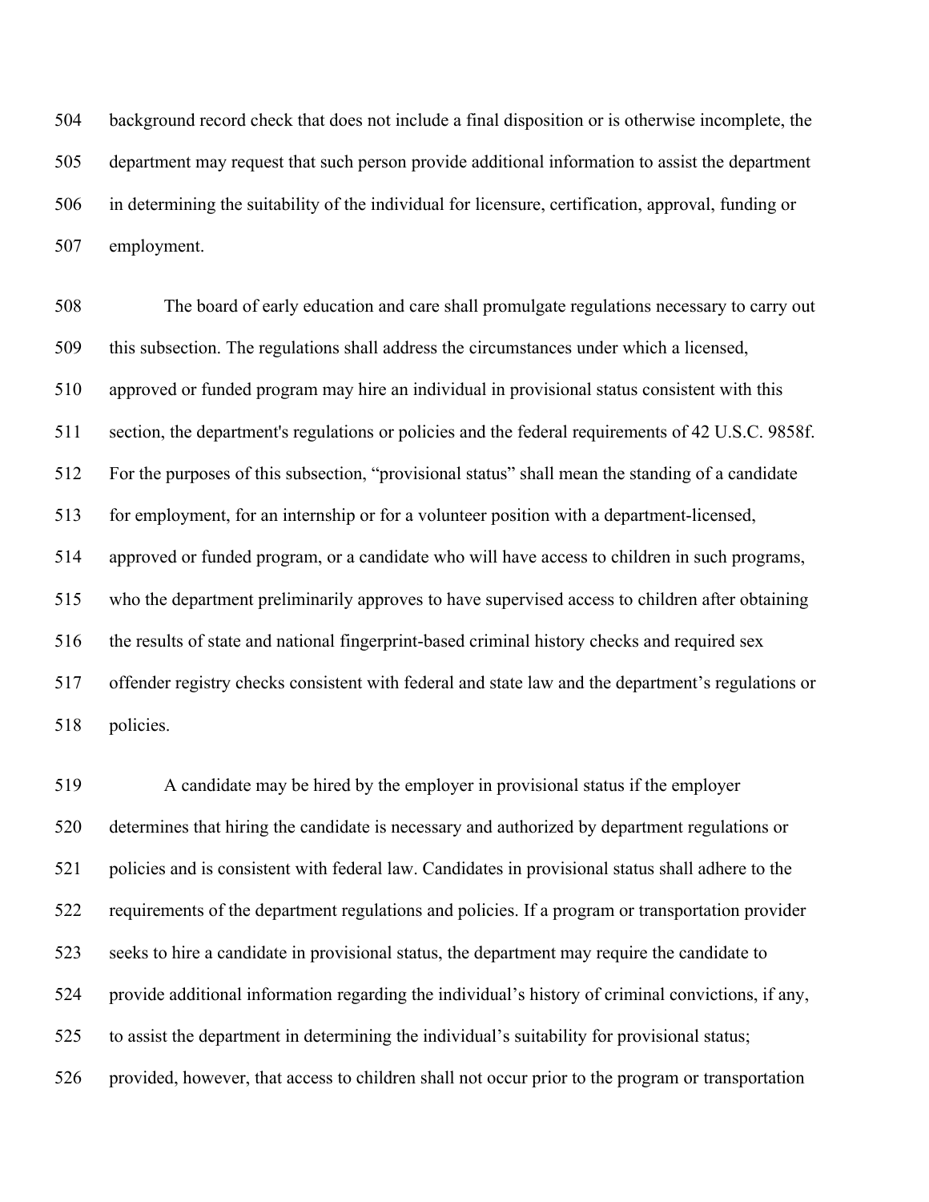background record check that does not include a final disposition or is otherwise incomplete, the department may request that such person provide additional information to assist the department in determining the suitability of the individual for licensure, certification, approval, funding or employment.

The board of early education and care shall promulgate regulations necessary to carry out this subsection. The regulations shall address the circumstances under which a licensed, approved or funded program may hire an individual in provisional status consistent with this section, the department's regulations or policies and the federal requirements of 42 U.S.C. 9858f. For the purposes of this subsection, "provisional status" shall mean the standing of a candidate for employment, for an internship or for a volunteer position with a department-licensed, approved or funded program, or a candidate who will have access to children in such programs, who the department preliminarily approves to have supervised access to children after obtaining the results of state and national fingerprint-based criminal history checks and required sex offender registry checks consistent with federal and state law and the department's regulations or policies.

A candidate may be hired by the employer in provisional status if the employer determines that hiring the candidate is necessary and authorized by department regulations or policies and is consistent with federal law. Candidates in provisional status shall adhere to the requirements of the department regulations and policies. If a program or transportation provider seeks to hire a candidate in provisional status, the department may require the candidate to provide additional information regarding the individual's history of criminal convictions, if any, to assist the department in determining the individual's suitability for provisional status; provided, however, that access to children shall not occur prior to the program or transportation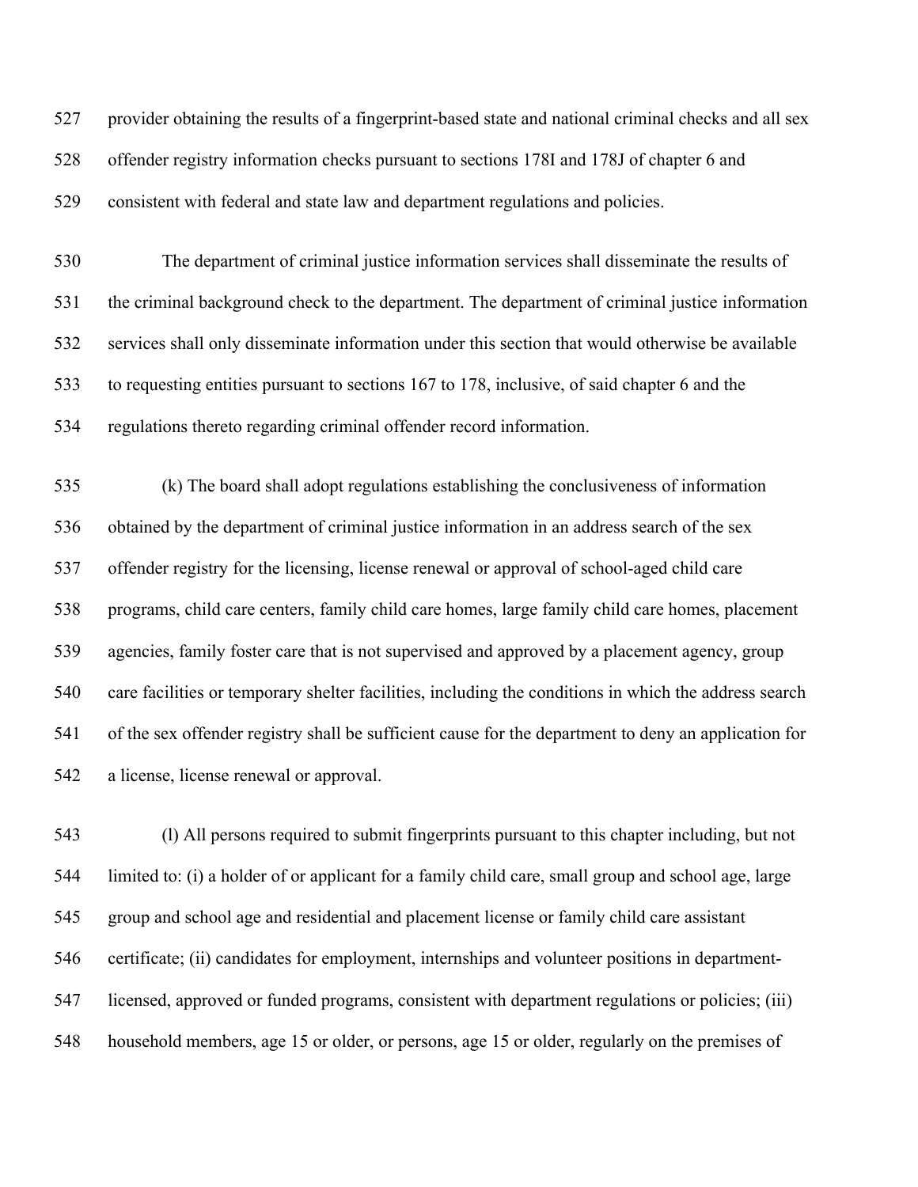provider obtaining the results of a fingerprint-based state and national criminal checks and all sex offender registry information checks pursuant to sections 178I and 178J of chapter 6 and consistent with federal and state law and department regulations and policies.

The department of criminal justice information services shall disseminate the results of the criminal background check to the department. The department of criminal justice information services shall only disseminate information under this section that would otherwise be available to requesting entities pursuant to sections 167 to 178, inclusive, of said chapter 6 and the regulations thereto regarding criminal offender record information.

(k) The board shall adopt regulations establishing the conclusiveness of information obtained by the department of criminal justice information in an address search of the sex offender registry for the licensing, license renewal or approval of school-aged child care programs, child care centers, family child care homes, large family child care homes, placement agencies, family foster care that is not supervised and approved by a placement agency, group care facilities or temporary shelter facilities, including the conditions in which the address search of the sex offender registry shall be sufficient cause for the department to deny an application for a license, license renewal or approval.

(l) All persons required to submit fingerprints pursuant to this chapter including, but not limited to: (i) a holder of or applicant for a family child care, small group and school age, large group and school age and residential and placement license or family child care assistant certificate; (ii) candidates for employment, internships and volunteer positions in department-licensed, approved or funded programs, consistent with department regulations or policies; (iii) household members, age 15 or older, or persons, age 15 or older, regularly on the premises of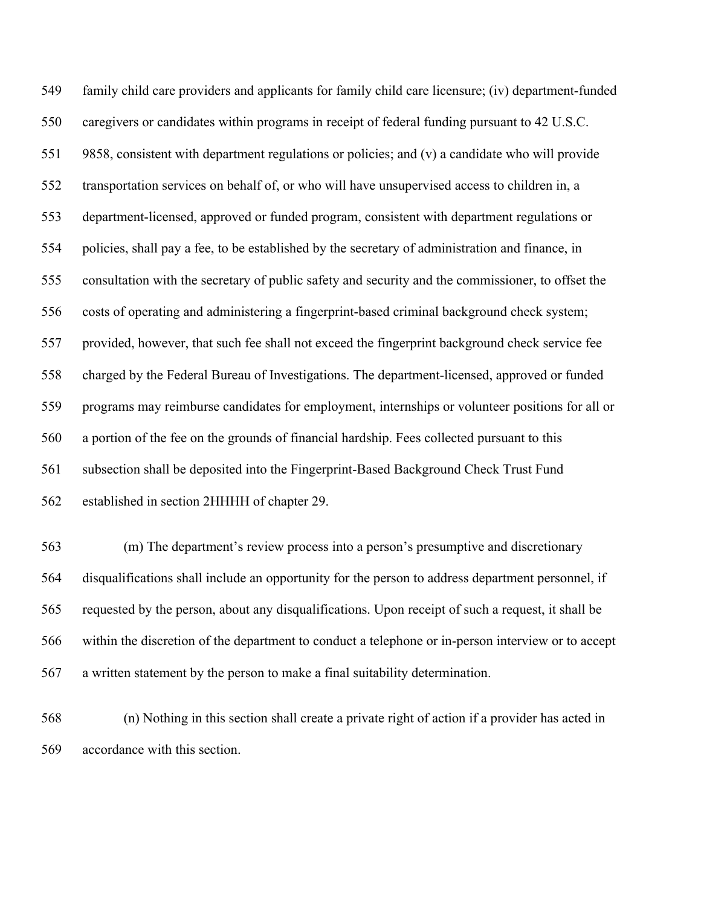family child care providers and applicants for family child care licensure; (iv) department-funded caregivers or candidates within programs in receipt of federal funding pursuant to 42 U.S.C. 9858, consistent with department regulations or policies; and (v) a candidate who will provide transportation services on behalf of, or who will have unsupervised access to children in, a department-licensed, approved or funded program, consistent with department regulations or policies, shall pay a fee, to be established by the secretary of administration and finance, in consultation with the secretary of public safety and security and the commissioner, to offset the costs of operating and administering a fingerprint-based criminal background check system; provided, however, that such fee shall not exceed the fingerprint background check service fee charged by the Federal Bureau of Investigations. The department-licensed, approved or funded programs may reimburse candidates for employment, internships or volunteer positions for all or a portion of the fee on the grounds of financial hardship. Fees collected pursuant to this subsection shall be deposited into the Fingerprint-Based Background Check Trust Fund established in section 2HHHH of chapter 29.

(m) The department's review process into a person's presumptive and discretionary disqualifications shall include an opportunity for the person to address department personnel, if requested by the person, about any disqualifications. Upon receipt of such a request, it shall be within the discretion of the department to conduct a telephone or in-person interview or to accept a written statement by the person to make a final suitability determination.

(n) Nothing in this section shall create a private right of action if a provider has acted in accordance with this section.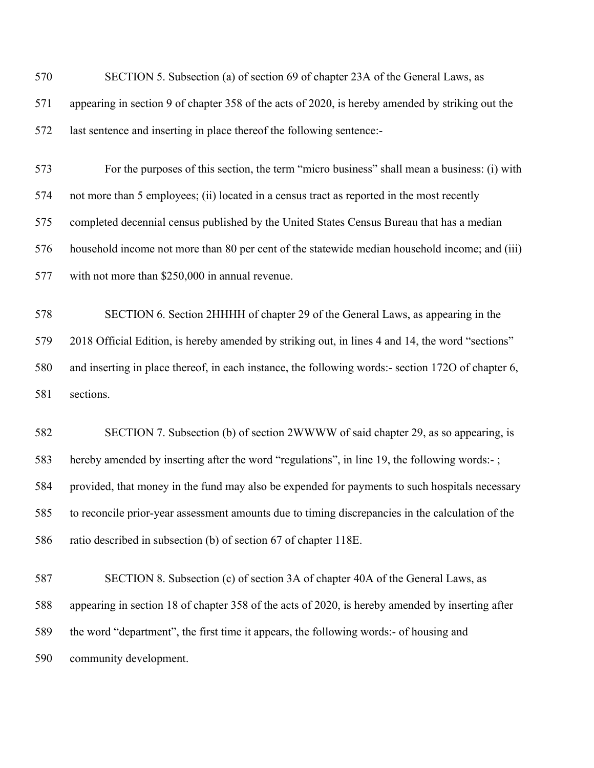SECTION 5. Subsection (a) of section 69 of chapter 23A of the General Laws, as appearing in section 9 of chapter 358 of the acts of 2020, is hereby amended by striking out the last sentence and inserting in place thereof the following sentence:-

For the purposes of this section, the term "micro business" shall mean a business: (i) with not more than 5 employees; (ii) located in a census tract as reported in the most recently completed decennial census published by the United States Census Bureau that has a median household income not more than 80 per cent of the statewide median household income; and (iii) with not more than $250,000 in annual revenue.

SECTION 6. Section 2HHHH of chapter 29 of the General Laws, as appearing in the 2018 Official Edition, is hereby amended by striking out, in lines 4 and 14, the word "sections" and inserting in place thereof, in each instance, the following words:- section 172O of chapter 6, sections.

SECTION 7. Subsection (b) of section 2WWWW of said chapter 29, as so appearing, is hereby amended by inserting after the word "regulations", in line 19, the following words:- ; provided, that money in the fund may also be expended for payments to such hospitals necessary to reconcile prior-year assessment amounts due to timing discrepancies in the calculation of the ratio described in subsection (b) of section 67 of chapter 118E.

SECTION 8. Subsection (c) of section 3A of chapter 40A of the General Laws, as appearing in section 18 of chapter 358 of the acts of 2020, is hereby amended by inserting after the word "department", the first time it appears, the following words:- of housing and community development.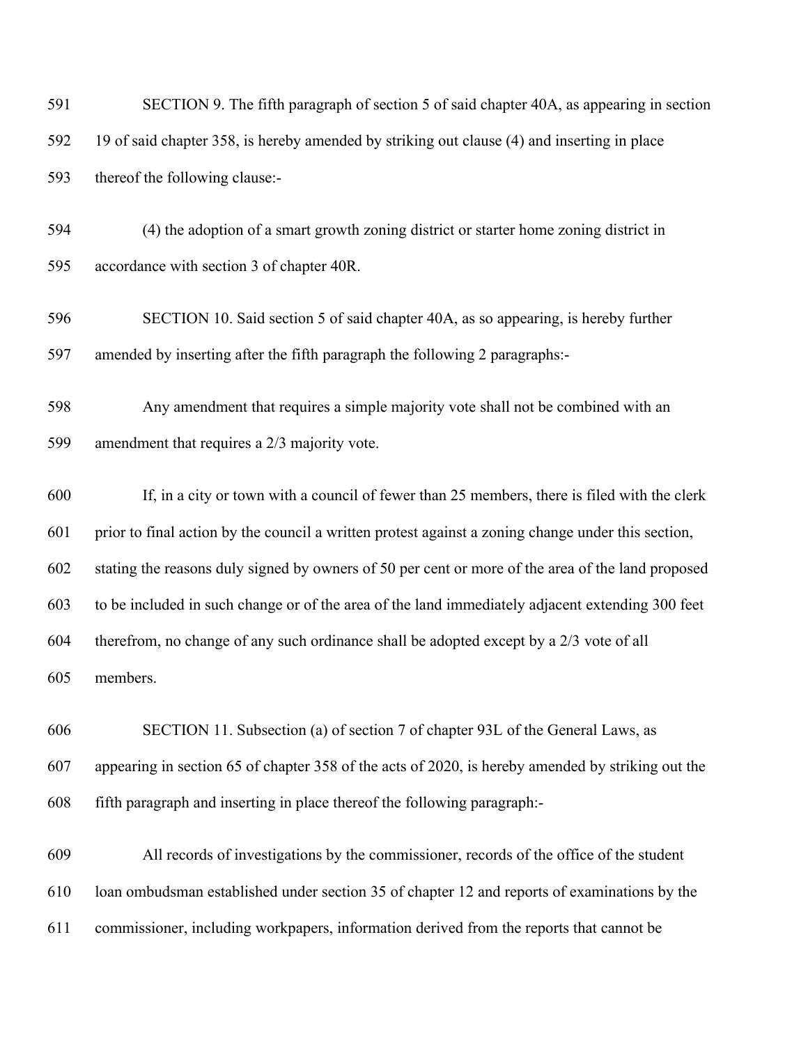SECTION 9. The fifth paragraph of section 5 of said chapter 40A, as appearing in section 19 of said chapter 358, is hereby amended by striking out clause (4) and inserting in place thereof the following clause:-

(4) the adoption of a smart growth zoning district or starter home zoning district in accordance with section 3 of chapter 40R.

SECTION 10. Said section 5 of said chapter 40A, as so appearing, is hereby further amended by inserting after the fifth paragraph the following 2 paragraphs:-

Any amendment that requires a simple majority vote shall not be combined with an amendment that requires a 2/3 majority vote.

If, in a city or town with a council of fewer than 25 members, there is filed with the clerk prior to final action by the council a written protest against a zoning change under this section, stating the reasons duly signed by owners of 50 per cent or more of the area of the land proposed to be included in such change or of the area of the land immediately adjacent extending 300 feet therefrom, no change of any such ordinance shall be adopted except by a 2/3 vote of all members.

SECTION 11. Subsection (a) of section 7 of chapter 93L of the General Laws, as appearing in section 65 of chapter 358 of the acts of 2020, is hereby amended by striking out the fifth paragraph and inserting in place thereof the following paragraph:-

All records of investigations by the commissioner, records of the office of the student loan ombudsman established under section 35 of chapter 12 and reports of examinations by the commissioner, including workpapers, information derived from the reports that cannot be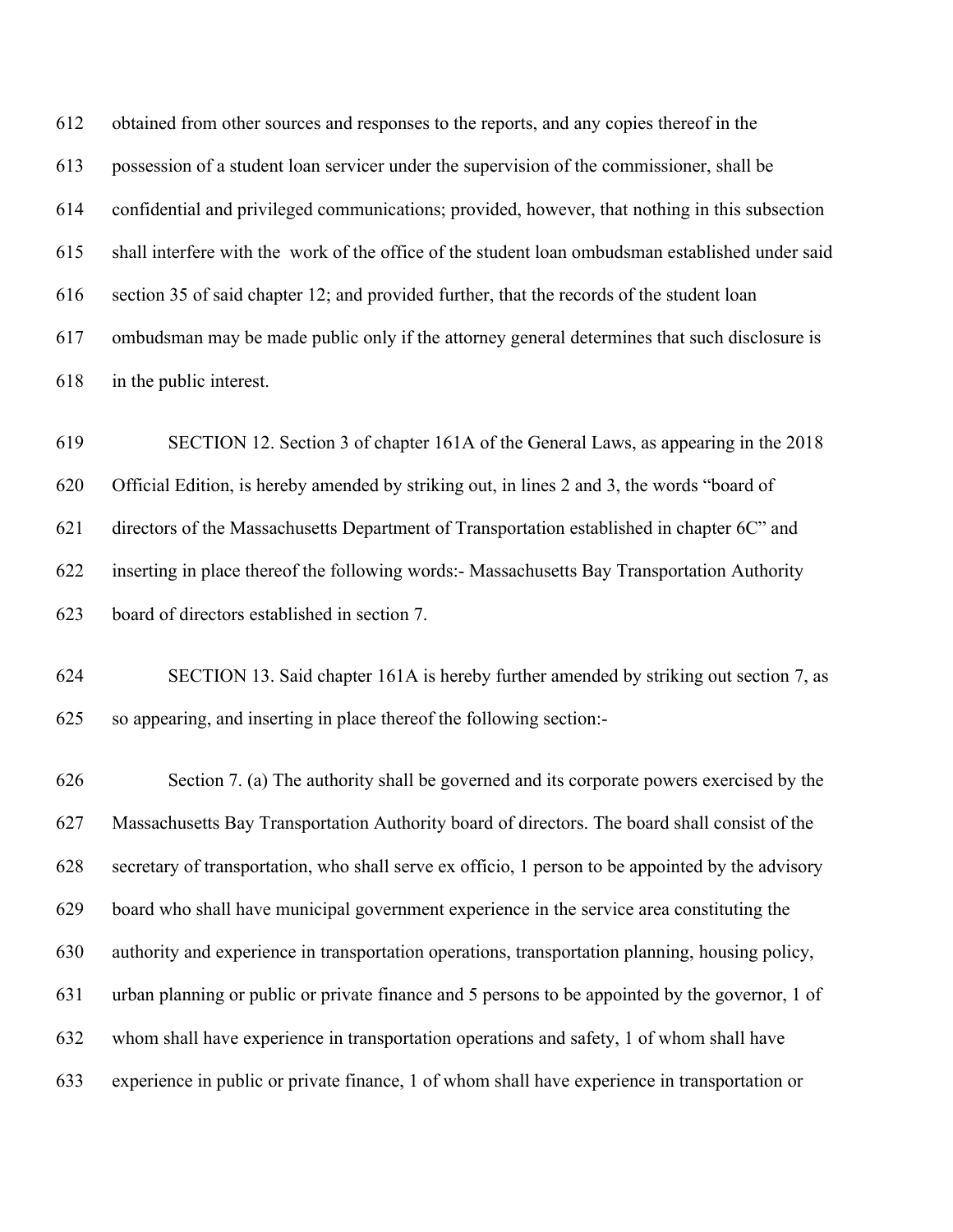obtained from other sources and responses to the reports, and any copies thereof in the possession of a student loan servicer under the supervision of the commissioner, shall be confidential and privileged communications; provided, however, that nothing in this subsection shall interfere with the work of the office of the student loan ombudsman established under said section 35 of said chapter 12; and provided further, that the records of the student loan ombudsman may be made public only if the attorney general determines that such disclosure is in the public interest.

SECTION 12. Section 3 of chapter 161A of the General Laws, as appearing in the 2018 Official Edition, is hereby amended by striking out, in lines 2 and 3, the words "board of directors of the Massachusetts Department of Transportation established in chapter 6C" and inserting in place thereof the following words:- Massachusetts Bay Transportation Authority board of directors established in section 7.

SECTION 13. Said chapter 161A is hereby further amended by striking out section 7, as so appearing, and inserting in place thereof the following section:-

Section 7. (a) The authority shall be governed and its corporate powers exercised by the Massachusetts Bay Transportation Authority board of directors. The board shall consist of the secretary of transportation, who shall serve ex officio, 1 person to be appointed by the advisory board who shall have municipal government experience in the service area constituting the authority and experience in transportation operations, transportation planning, housing policy, urban planning or public or private finance and 5 persons to be appointed by the governor, 1 of whom shall have experience in transportation operations and safety, 1 of whom shall have experience in public or private finance, 1 of whom shall have experience in transportation or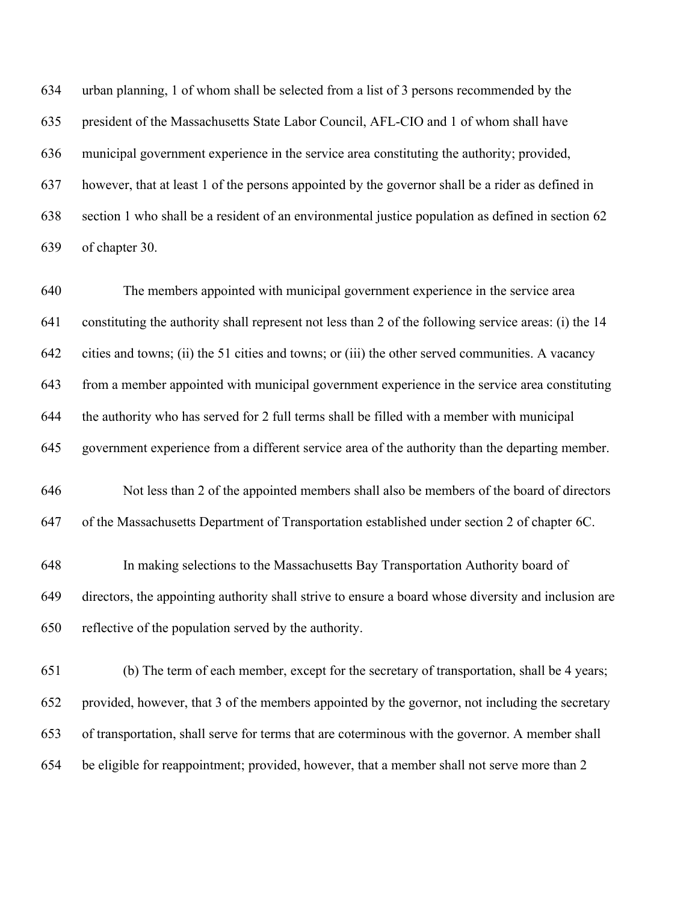urban planning, 1 of whom shall be selected from a list of 3 persons recommended by the president of the Massachusetts State Labor Council, AFL-CIO and 1 of whom shall have municipal government experience in the service area constituting the authority; provided, however, that at least 1 of the persons appointed by the governor shall be a rider as defined in section 1 who shall be a resident of an environmental justice population as defined in section 62 of chapter 30.

The members appointed with municipal government experience in the service area constituting the authority shall represent not less than 2 of the following service areas: (i) the 14 cities and towns; (ii) the 51 cities and towns; or (iii) the other served communities. A vacancy from a member appointed with municipal government experience in the service area constituting the authority who has served for 2 full terms shall be filled with a member with municipal government experience from a different service area of the authority than the departing member.

Not less than 2 of the appointed members shall also be members of the board of directors of the Massachusetts Department of Transportation established under section 2 of chapter 6C.

In making selections to the Massachusetts Bay Transportation Authority board of directors, the appointing authority shall strive to ensure a board whose diversity and inclusion are reflective of the population served by the authority.

(b) The term of each member, except for the secretary of transportation, shall be 4 years; provided, however, that 3 of the members appointed by the governor, not including the secretary of transportation, shall serve for terms that are coterminous with the governor. A member shall be eligible for reappointment; provided, however, that a member shall not serve more than 2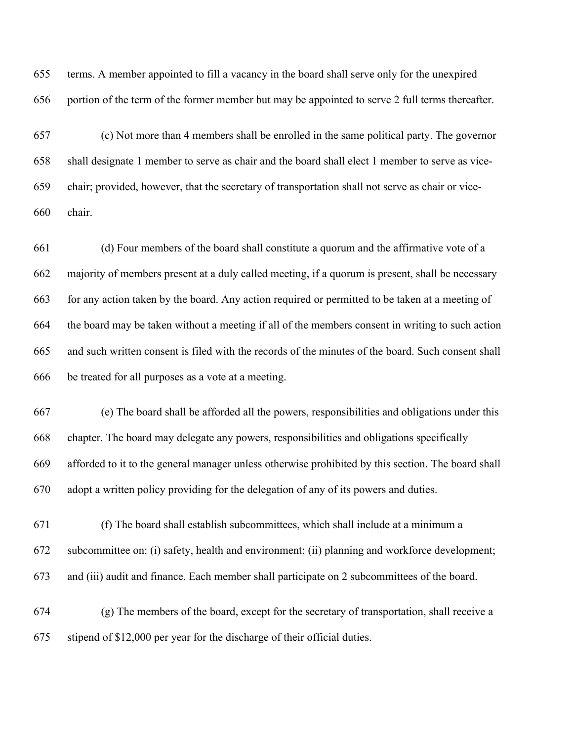terms. A member appointed to fill a vacancy in the board shall serve only for the unexpired portion of the term of the former member but may be appointed to serve 2 full terms thereafter.

(c) Not more than 4 members shall be enrolled in the same political party. The governor shall designate 1 member to serve as chair and the board shall elect 1 member to serve as vice-chair; provided, however, that the secretary of transportation shall not serve as chair or vice-chair.

(d) Four members of the board shall constitute a quorum and the affirmative vote of a majority of members present at a duly called meeting, if a quorum is present, shall be necessary for any action taken by the board. Any action required or permitted to be taken at a meeting of the board may be taken without a meeting if all of the members consent in writing to such action and such written consent is filed with the records of the minutes of the board. Such consent shall be treated for all purposes as a vote at a meeting.

(e) The board shall be afforded all the powers, responsibilities and obligations under this chapter. The board may delegate any powers, responsibilities and obligations specifically afforded to it to the general manager unless otherwise prohibited by this section. The board shall adopt a written policy providing for the delegation of any of its powers and duties.

(f) The board shall establish subcommittees, which shall include at a minimum a subcommittee on: (i) safety, health and environment; (ii) planning and workforce development; and (iii) audit and finance. Each member shall participate on 2 subcommittees of the board.

(g) The members of the board, except for the secretary of transportation, shall receive a stipend of $12,000 per year for the discharge of their official duties.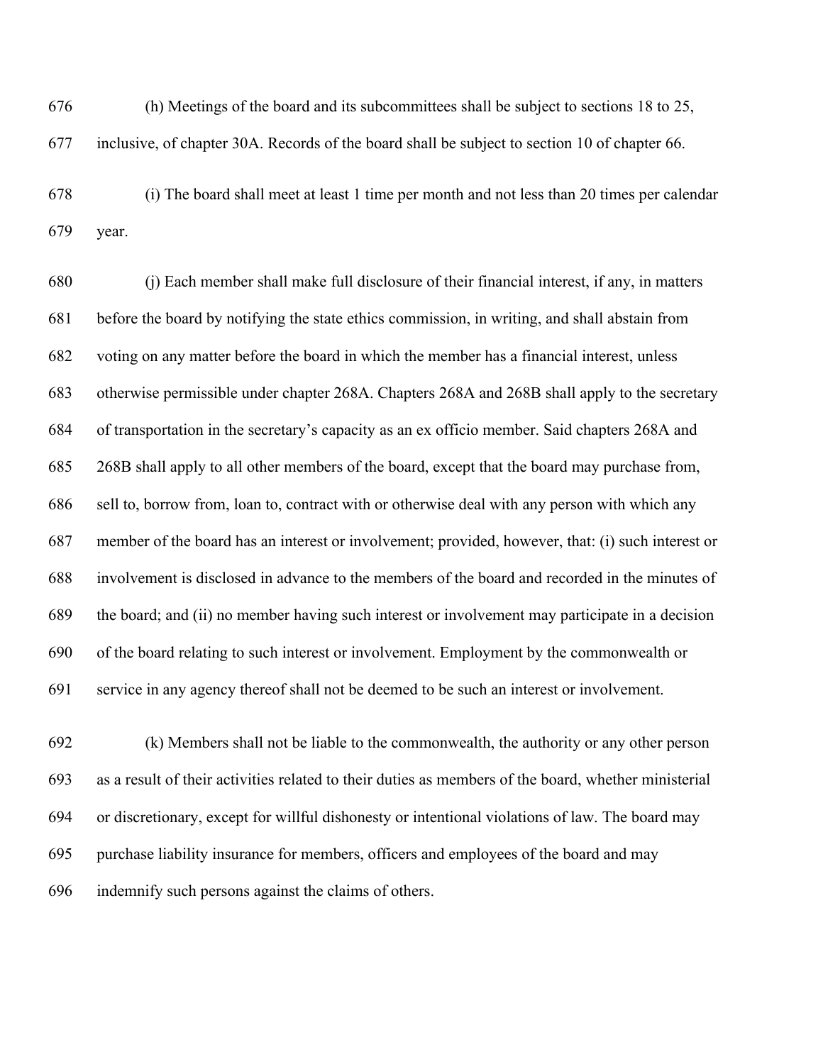(h) Meetings of the board and its subcommittees shall be subject to sections 18 to 25, inclusive, of chapter 30A. Records of the board shall be subject to section 10 of chapter 66.

(i) The board shall meet at least 1 time per month and not less than 20 times per calendar year.

(j) Each member shall make full disclosure of their financial interest, if any, in matters before the board by notifying the state ethics commission, in writing, and shall abstain from voting on any matter before the board in which the member has a financial interest, unless otherwise permissible under chapter 268A. Chapters 268A and 268B shall apply to the secretary of transportation in the secretary's capacity as an ex officio member. Said chapters 268A and 268B shall apply to all other members of the board, except that the board may purchase from, sell to, borrow from, loan to, contract with or otherwise deal with any person with which any member of the board has an interest or involvement; provided, however, that: (i) such interest or involvement is disclosed in advance to the members of the board and recorded in the minutes of the board; and (ii) no member having such interest or involvement may participate in a decision of the board relating to such interest or involvement. Employment by the commonwealth or service in any agency thereof shall not be deemed to be such an interest or involvement.

(k) Members shall not be liable to the commonwealth, the authority or any other person as a result of their activities related to their duties as members of the board, whether ministerial or discretionary, except for willful dishonesty or intentional violations of law. The board may purchase liability insurance for members, officers and employees of the board and may indemnify such persons against the claims of others.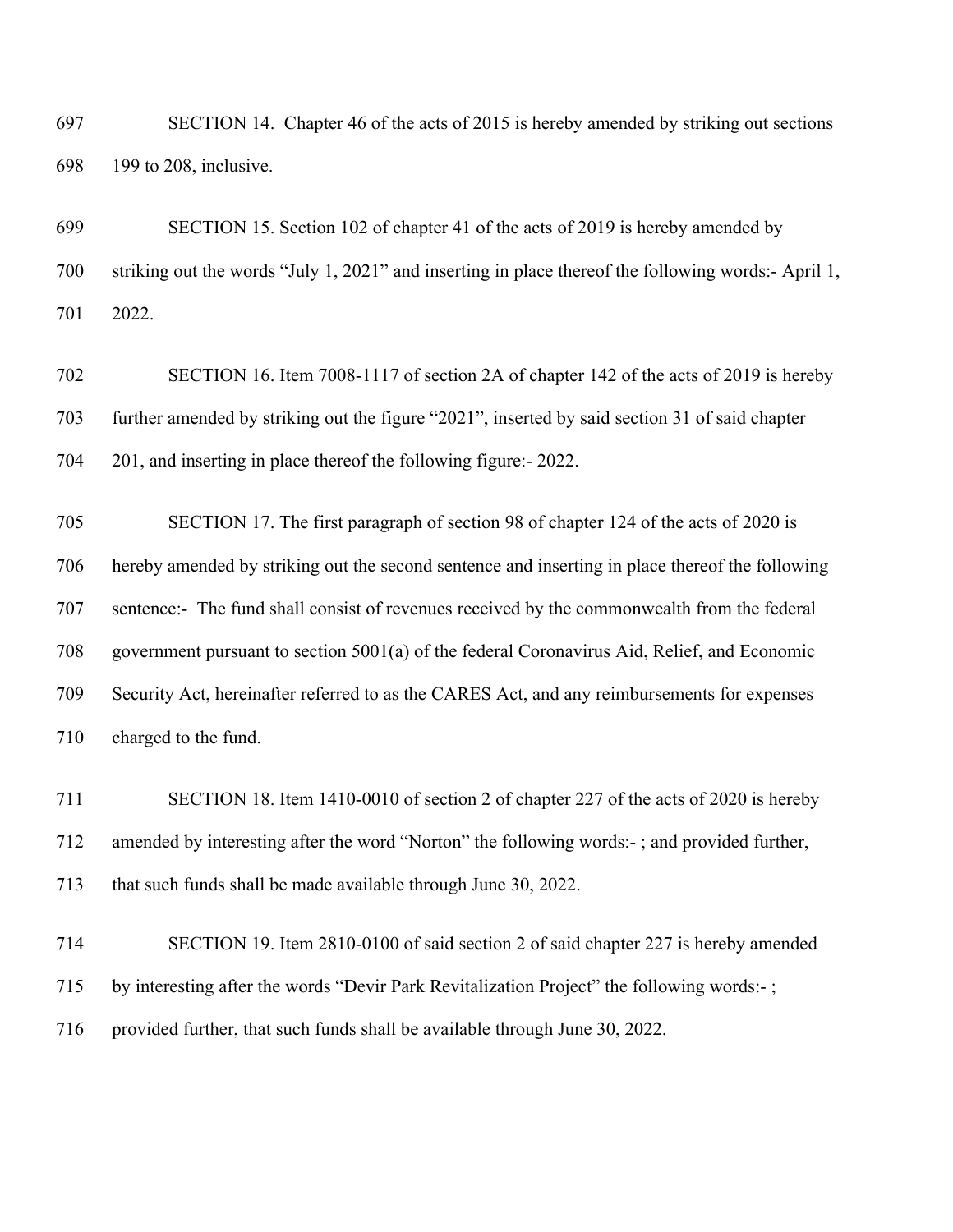SECTION 14. Chapter 46 of the acts of 2015 is hereby amended by striking out sections 199 to 208, inclusive.

SECTION 15. Section 102 of chapter 41 of the acts of 2019 is hereby amended by striking out the words "July 1, 2021" and inserting in place thereof the following words:- April 1, 2022.

SECTION 16. Item 7008-1117 of section 2A of chapter 142 of the acts of 2019 is hereby further amended by striking out the figure "2021", inserted by said section 31 of said chapter 201, and inserting in place thereof the following figure:- 2022.

SECTION 17. The first paragraph of section 98 of chapter 124 of the acts of 2020 is hereby amended by striking out the second sentence and inserting in place thereof the following sentence:- The fund shall consist of revenues received by the commonwealth from the federal government pursuant to section 5001(a) of the federal Coronavirus Aid, Relief, and Economic Security Act, hereinafter referred to as the CARES Act, and any reimbursements for expenses charged to the fund.

SECTION 18. Item 1410-0010 of section 2 of chapter 227 of the acts of 2020 is hereby amended by interesting after the word "Norton" the following words:- ; and provided further, that such funds shall be made available through June 30, 2022.

SECTION 19. Item 2810-0100 of said section 2 of said chapter 227 is hereby amended by interesting after the words "Devir Park Revitalization Project" the following words:- ; provided further, that such funds shall be available through June 30, 2022.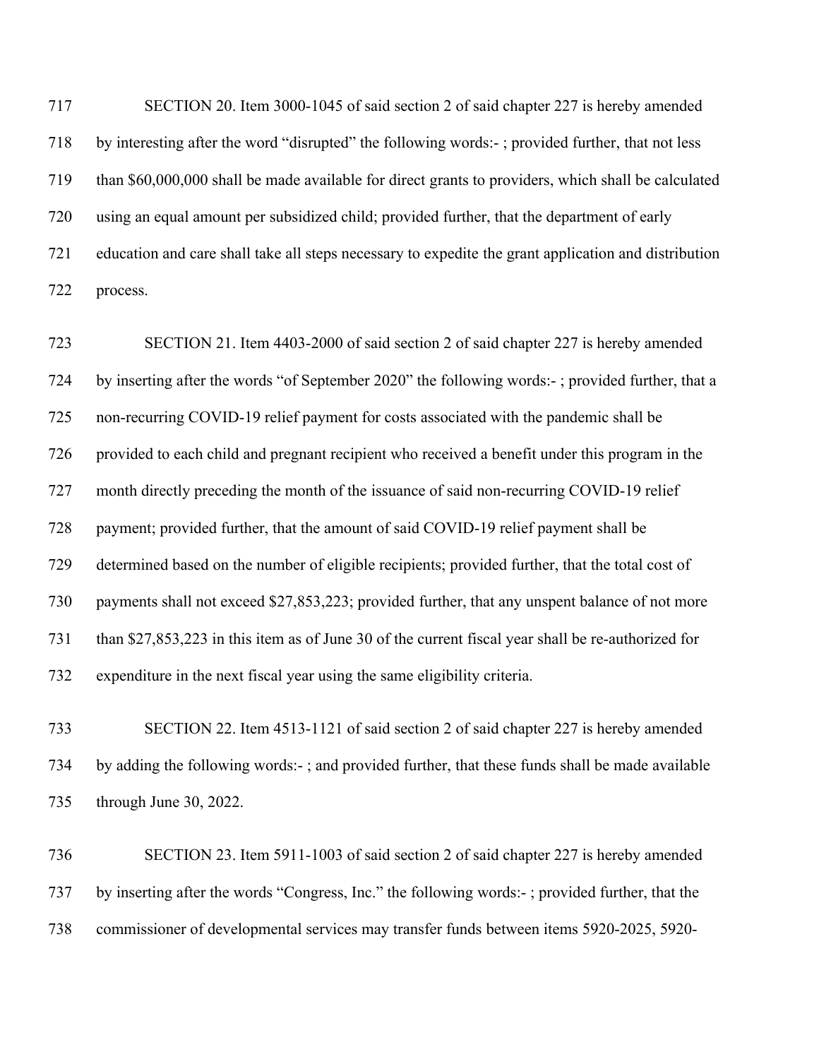SECTION 20. Item 3000-1045 of said section 2 of said chapter 227 is hereby amended by interesting after the word "disrupted" the following words:- ; provided further, that not less than $60,000,000 shall be made available for direct grants to providers, which shall be calculated using an equal amount per subsidized child; provided further, that the department of early education and care shall take all steps necessary to expedite the grant application and distribution process.

SECTION 21. Item 4403-2000 of said section 2 of said chapter 227 is hereby amended by inserting after the words "of September 2020" the following words:- ; provided further, that a non-recurring COVID-19 relief payment for costs associated with the pandemic shall be provided to each child and pregnant recipient who received a benefit under this program in the month directly preceding the month of the issuance of said non-recurring COVID-19 relief payment; provided further, that the amount of said COVID-19 relief payment shall be determined based on the number of eligible recipients; provided further, that the total cost of payments shall not exceed $27,853,223; provided further, that any unspent balance of not more than $27,853,223 in this item as of June 30 of the current fiscal year shall be re-authorized for expenditure in the next fiscal year using the same eligibility criteria.

SECTION 22. Item 4513-1121 of said section 2 of said chapter 227 is hereby amended by adding the following words:- ; and provided further, that these funds shall be made available through June 30, 2022.

SECTION 23. Item 5911-1003 of said section 2 of said chapter 227 is hereby amended by inserting after the words "Congress, Inc." the following words:- ; provided further, that the commissioner of developmental services may transfer funds between items 5920-2025, 5920-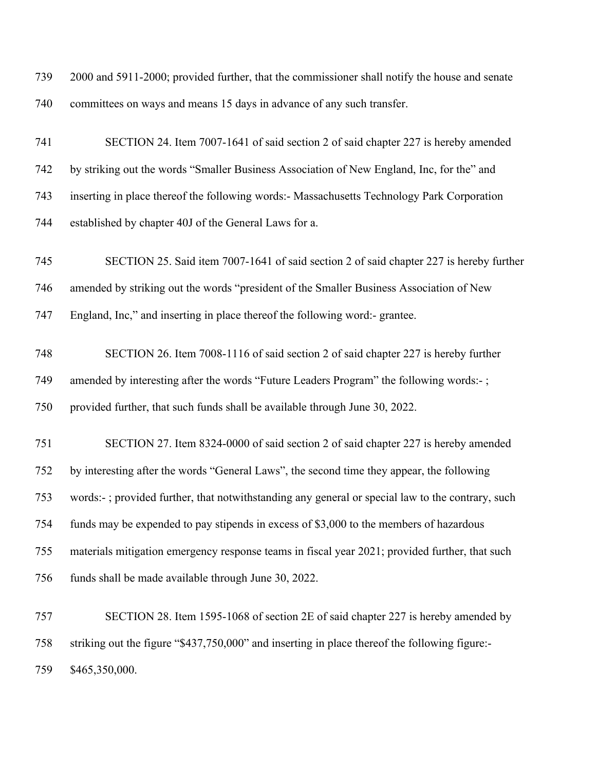2000 and 5911-2000; provided further, that the commissioner shall notify the house and senate committees on ways and means 15 days in advance of any such transfer.

SECTION 24. Item 7007-1641 of said section 2 of said chapter 227 is hereby amended by striking out the words "Smaller Business Association of New England, Inc, for the" and inserting in place thereof the following words:- Massachusetts Technology Park Corporation established by chapter 40J of the General Laws for a.

SECTION 25. Said item 7007-1641 of said section 2 of said chapter 227 is hereby further amended by striking out the words "president of the Smaller Business Association of New England, Inc," and inserting in place thereof the following word:- grantee.

SECTION 26. Item 7008-1116 of said section 2 of said chapter 227 is hereby further amended by interesting after the words "Future Leaders Program" the following words:- ; provided further, that such funds shall be available through June 30, 2022.

SECTION 27. Item 8324-0000 of said section 2 of said chapter 227 is hereby amended by interesting after the words "General Laws", the second time they appear, the following words:- ; provided further, that notwithstanding any general or special law to the contrary, such funds may be expended to pay stipends in excess of $3,000 to the members of hazardous materials mitigation emergency response teams in fiscal year 2021; provided further, that such funds shall be made available through June 30, 2022.

SECTION 28. Item 1595-1068 of section 2E of said chapter 227 is hereby amended by striking out the figure "$437,750,000" and inserting in place thereof the following figure:- $465,350,000.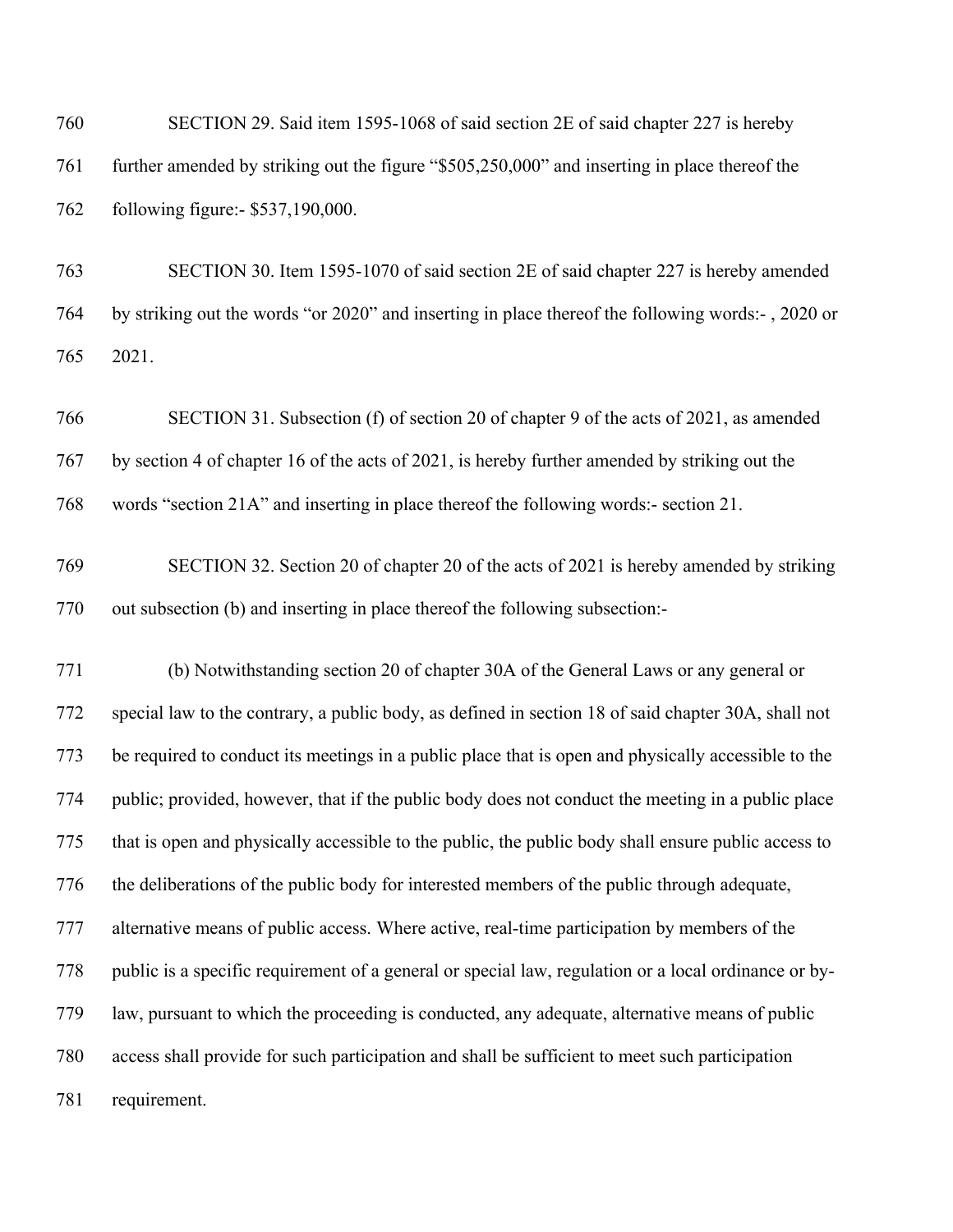SECTION 29. Said item 1595-1068 of said section 2E of said chapter 227 is hereby further amended by striking out the figure "$505,250,000" and inserting in place thereof the following figure:- $537,190,000.

SECTION 30. Item 1595-1070 of said section 2E of said chapter 227 is hereby amended by striking out the words "or 2020" and inserting in place thereof the following words:- , 2020 or 2021.

SECTION 31. Subsection (f) of section 20 of chapter 9 of the acts of 2021, as amended by section 4 of chapter 16 of the acts of 2021, is hereby further amended by striking out the words "section 21A" and inserting in place thereof the following words:- section 21.

SECTION 32. Section 20 of chapter 20 of the acts of 2021 is hereby amended by striking out subsection (b) and inserting in place thereof the following subsection:-

(b) Notwithstanding section 20 of chapter 30A of the General Laws or any general or special law to the contrary, a public body, as defined in section 18 of said chapter 30A, shall not be required to conduct its meetings in a public place that is open and physically accessible to the public; provided, however, that if the public body does not conduct the meeting in a public place that is open and physically accessible to the public, the public body shall ensure public access to the deliberations of the public body for interested members of the public through adequate, alternative means of public access. Where active, real-time participation by members of the public is a specific requirement of a general or special law, regulation or a local ordinance or by-law, pursuant to which the proceeding is conducted, any adequate, alternative means of public access shall provide for such participation and shall be sufficient to meet such participation requirement.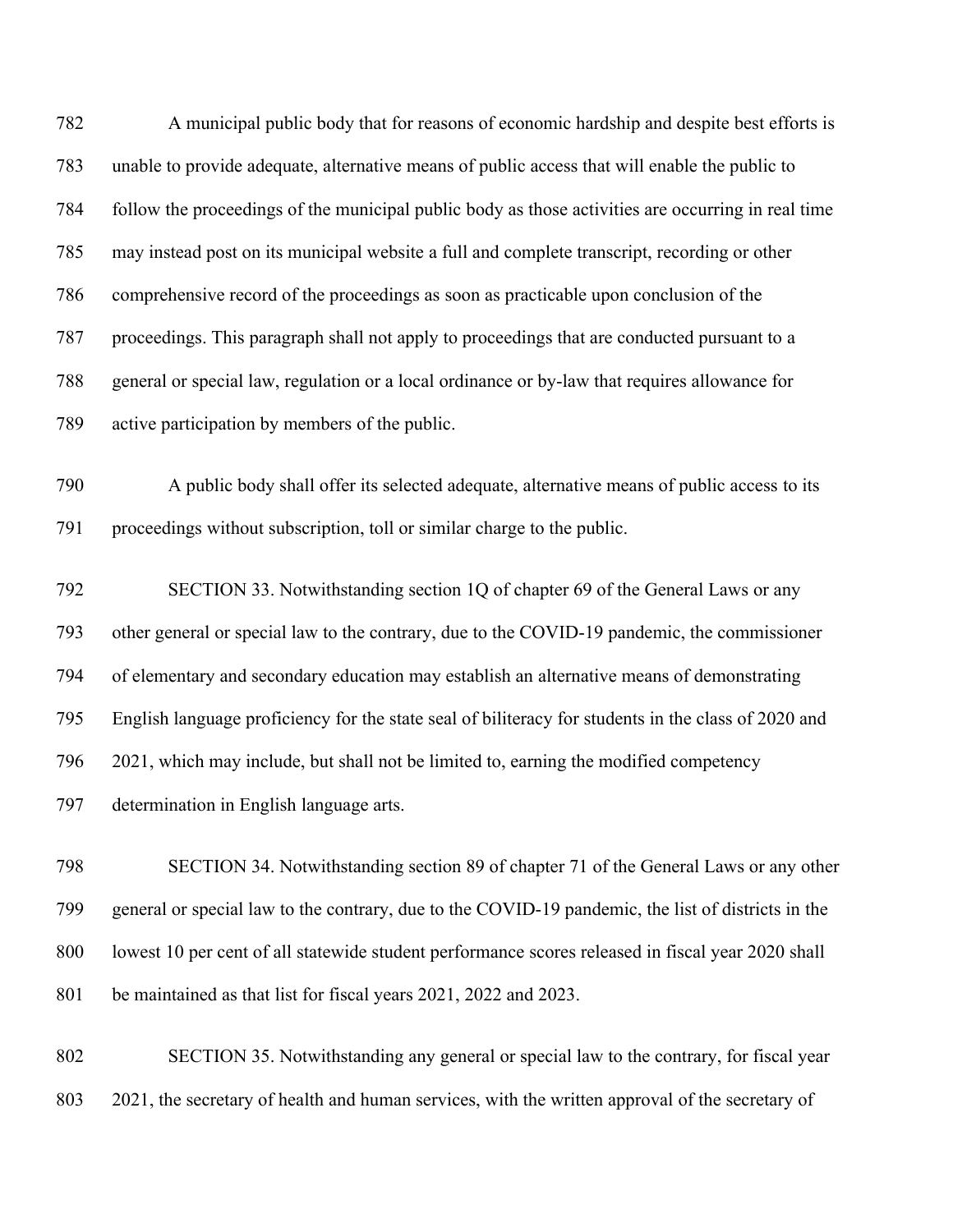A municipal public body that for reasons of economic hardship and despite best efforts is unable to provide adequate, alternative means of public access that will enable the public to follow the proceedings of the municipal public body as those activities are occurring in real time may instead post on its municipal website a full and complete transcript, recording or other comprehensive record of the proceedings as soon as practicable upon conclusion of the proceedings. This paragraph shall not apply to proceedings that are conducted pursuant to a general or special law, regulation or a local ordinance or by-law that requires allowance for active participation by members of the public.

A public body shall offer its selected adequate, alternative means of public access to its proceedings without subscription, toll or similar charge to the public.

SECTION 33. Notwithstanding section 1Q of chapter 69 of the General Laws or any other general or special law to the contrary, due to the COVID-19 pandemic, the commissioner of elementary and secondary education may establish an alternative means of demonstrating English language proficiency for the state seal of biliteracy for students in the class of 2020 and 2021, which may include, but shall not be limited to, earning the modified competency determination in English language arts.

SECTION 34. Notwithstanding section 89 of chapter 71 of the General Laws or any other general or special law to the contrary, due to the COVID-19 pandemic, the list of districts in the lowest 10 per cent of all statewide student performance scores released in fiscal year 2020 shall be maintained as that list for fiscal years 2021, 2022 and 2023.

SECTION 35. Notwithstanding any general or special law to the contrary, for fiscal year 2021, the secretary of health and human services, with the written approval of the secretary of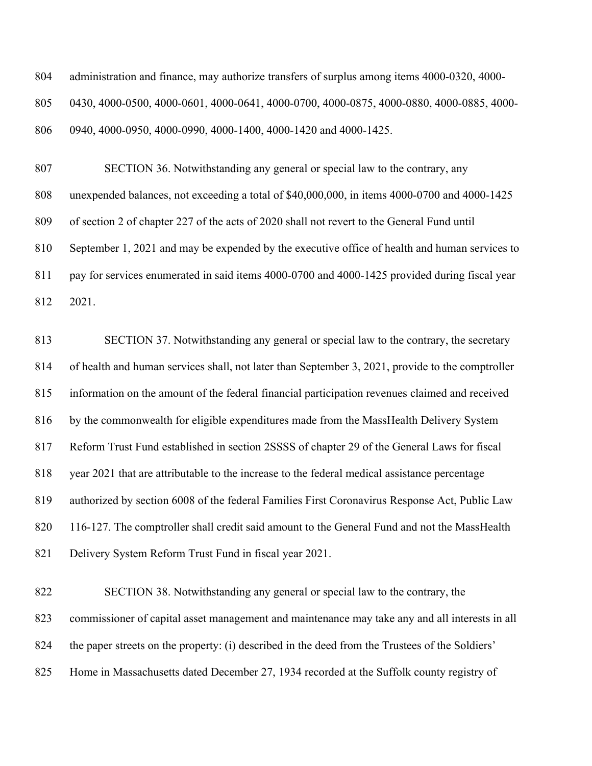administration and finance, may authorize transfers of surplus among items 4000-0320, 4000-0430, 4000-0500, 4000-0601, 4000-0641, 4000-0700, 4000-0875, 4000-0880, 4000-0885, 4000-0940, 4000-0950, 4000-0990, 4000-1400, 4000-1420 and 4000-1425.

SECTION 36. Notwithstanding any general or special law to the contrary, any unexpended balances, not exceeding a total of $40,000,000, in items 4000-0700 and 4000-1425 of section 2 of chapter 227 of the acts of 2020 shall not revert to the General Fund until September 1, 2021 and may be expended by the executive office of health and human services to pay for services enumerated in said items 4000-0700 and 4000-1425 provided during fiscal year 2021.

SECTION 37. Notwithstanding any general or special law to the contrary, the secretary of health and human services shall, not later than September 3, 2021, provide to the comptroller information on the amount of the federal financial participation revenues claimed and received by the commonwealth for eligible expenditures made from the MassHealth Delivery System Reform Trust Fund established in section 2SSSS of chapter 29 of the General Laws for fiscal year 2021 that are attributable to the increase to the federal medical assistance percentage authorized by section 6008 of the federal Families First Coronavirus Response Act, Public Law 116-127. The comptroller shall credit said amount to the General Fund and not the MassHealth Delivery System Reform Trust Fund in fiscal year 2021.

SECTION 38. Notwithstanding any general or special law to the contrary, the commissioner of capital asset management and maintenance may take any and all interests in all the paper streets on the property: (i) described in the deed from the Trustees of the Soldiers' Home in Massachusetts dated December 27, 1934 recorded at the Suffolk county registry of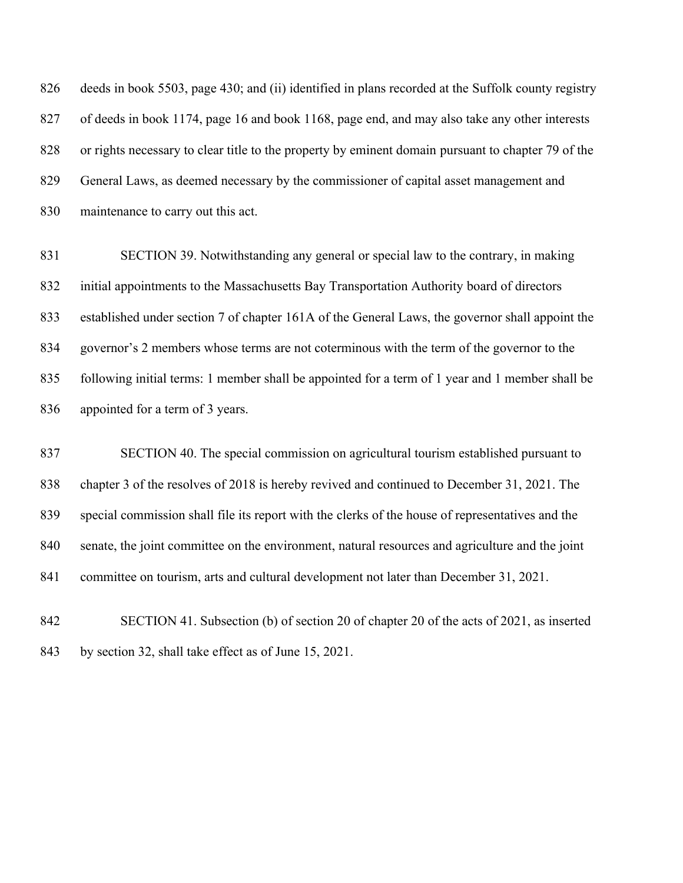deeds in book 5503, page 430; and (ii) identified in plans recorded at the Suffolk county registry of deeds in book 1174, page 16 and book 1168, page end, and may also take any other interests or rights necessary to clear title to the property by eminent domain pursuant to chapter 79 of the General Laws, as deemed necessary by the commissioner of capital asset management and maintenance to carry out this act.

SECTION 39. Notwithstanding any general or special law to the contrary, in making initial appointments to the Massachusetts Bay Transportation Authority board of directors established under section 7 of chapter 161A of the General Laws, the governor shall appoint the governor's 2 members whose terms are not coterminous with the term of the governor to the following initial terms: 1 member shall be appointed for a term of 1 year and 1 member shall be appointed for a term of 3 years.

SECTION 40. The special commission on agricultural tourism established pursuant to chapter 3 of the resolves of 2018 is hereby revived and continued to December 31, 2021. The special commission shall file its report with the clerks of the house of representatives and the senate, the joint committee on the environment, natural resources and agriculture and the joint committee on tourism, arts and cultural development not later than December 31, 2021.

SECTION 41. Subsection (b) of section 20 of chapter 20 of the acts of 2021, as inserted by section 32, shall take effect as of June 15, 2021.